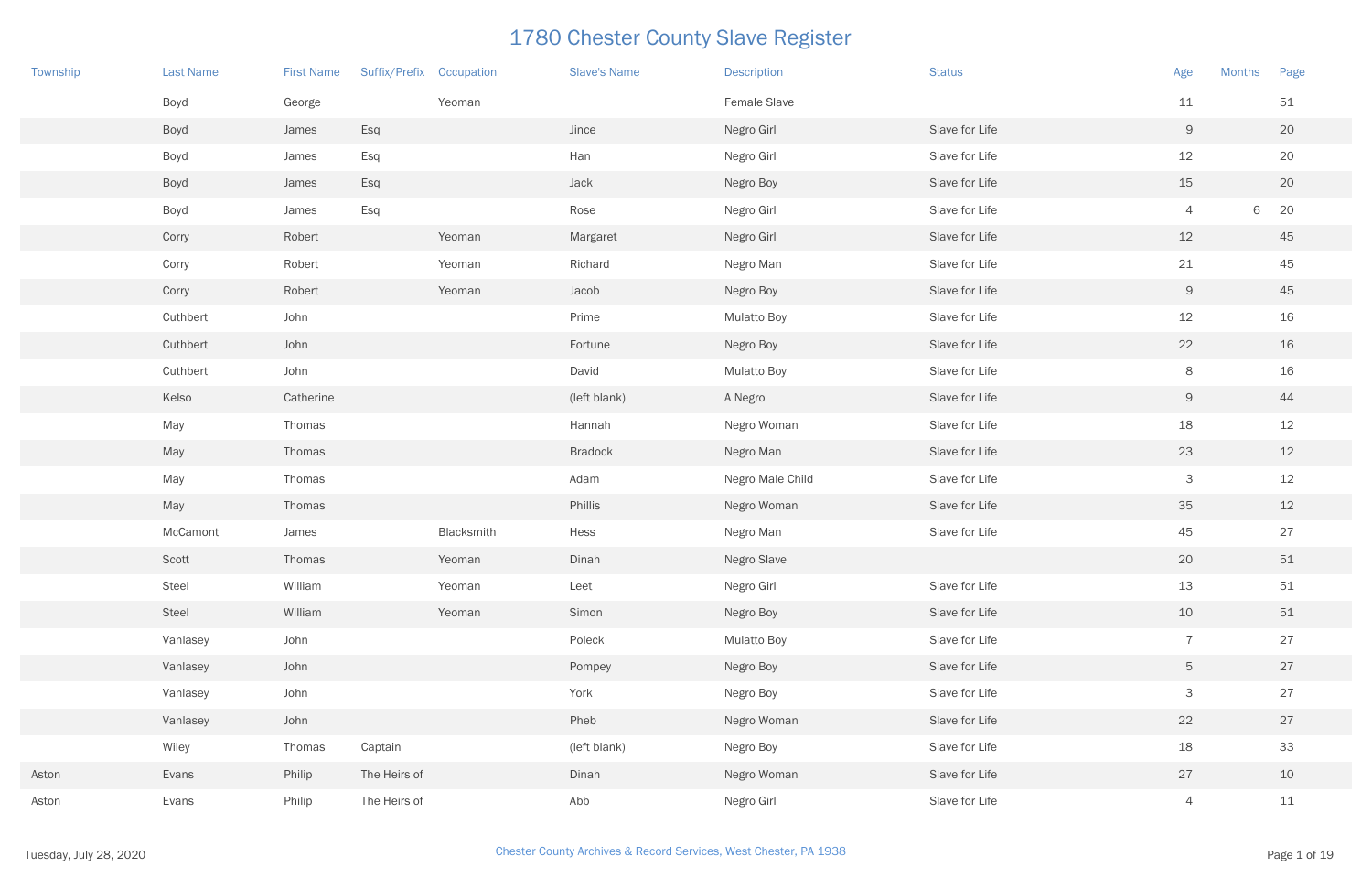# 1780 Chester County Slave Register

| Township | Last Name | First Name | Suffix/Prefix | Occupation | Slave's Name | Description | Status | Age | Months | Page |
|---|---|---|---|---|---|---|---|---|---|---|
| | Boyd | George | | Yeoman | | Female Slave | | 11 | | 51 |
| | Boyd | James | Esq | | Jince | Negro Girl | Slave for Life | 9 | | 20 |
| | Boyd | James | Esq | | Han | Negro Girl | Slave for Life | 12 | | 20 |
| | Boyd | James | Esq | | Jack | Negro Boy | Slave for Life | 15 | | 20 |
| | Boyd | James | Esq | | Rose | Negro Girl | Slave for Life | 4 | 6 | 20 |
| | Corry | Robert | | Yeoman | Margaret | Negro Girl | Slave for Life | 12 | | 45 |
| | Corry | Robert | | Yeoman | Richard | Negro Man | Slave for Life | 21 | | 45 |
| | Corry | Robert | | Yeoman | Jacob | Negro Boy | Slave for Life | 9 | | 45 |
| | Cuthbert | John | | | Prime | Mulatto Boy | Slave for Life | 12 | | 16 |
| | Cuthbert | John | | | Fortune | Negro Boy | Slave for Life | 22 | | 16 |
| | Cuthbert | John | | | David | Mulatto Boy | Slave for Life | 8 | | 16 |
| | Kelso | Catherine | | | (left blank) | A Negro | Slave for Life | 9 | | 44 |
| | May | Thomas | | | Hannah | Negro Woman | Slave for Life | 18 | | 12 |
| | May | Thomas | | | Bradock | Negro Man | Slave for Life | 23 | | 12 |
| | May | Thomas | | | Adam | Negro Male Child | Slave for Life | 3 | | 12 |
| | May | Thomas | | | Phillis | Negro Woman | Slave for Life | 35 | | 12 |
| | McCamont | James | | Blacksmith | Hess | Negro Man | Slave for Life | 45 | | 27 |
| | Scott | Thomas | | Yeoman | Dinah | Negro Slave | | 20 | | 51 |
| | Steel | William | | Yeoman | Leet | Negro Girl | Slave for Life | 13 | | 51 |
| | Steel | William | | Yeoman | Simon | Negro Boy | Slave for Life | 10 | | 51 |
| | Vanlasey | John | | | Poleck | Mulatto Boy | Slave for Life | 7 | | 27 |
| | Vanlasey | John | | | Pompey | Negro Boy | Slave for Life | 5 | | 27 |
| | Vanlasey | John | | | York | Negro Boy | Slave for Life | 3 | | 27 |
| | Vanlasey | John | | | Pheb | Negro Woman | Slave for Life | 22 | | 27 |
| | Wiley | Thomas | Captain | | (left blank) | Negro Boy | Slave for Life | 18 | | 33 |
| Aston | Evans | Philip | The Heirs of | | Dinah | Negro Woman | Slave for Life | 27 | | 10 |
| Aston | Evans | Philip | The Heirs of | | Abb | Negro Girl | Slave for Life | 4 | | 11 |

Tuesday, July 28, 2020

Chester County Archives & Record Services, West Chester, PA 1938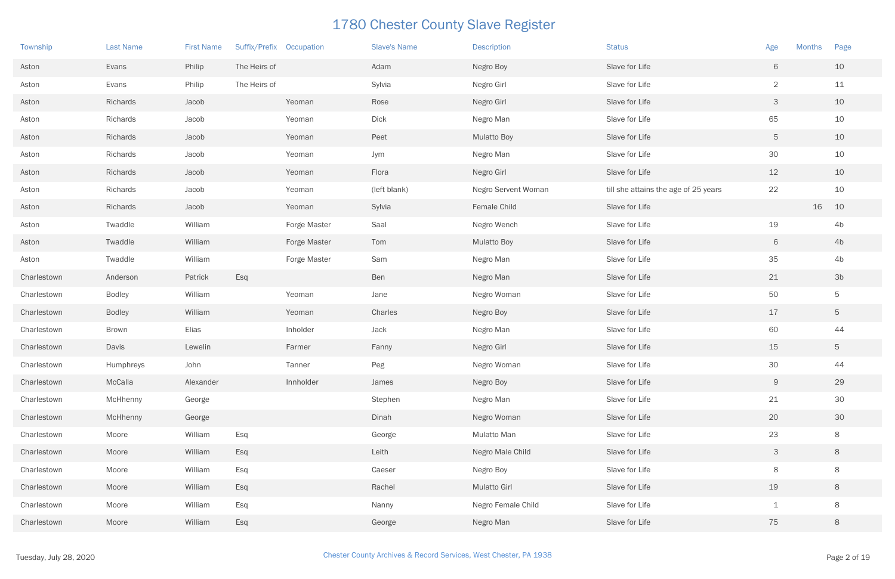# 1780 Chester County Slave Register

| Township | Last Name | First Name | Suffix/Prefix | Occupation | Slave's Name | Description | Status | Age | Months | Page |
|---|---|---|---|---|---|---|---|---|---|---|
| Aston | Evans | Philip | The Heirs of | | Adam | Negro Boy | Slave for Life | 6 | | 10 |
| Aston | Evans | Philip | The Heirs of | | Sylvia | Negro Girl | Slave for Life | 2 | | 11 |
| Aston | Richards | Jacob | | Yeoman | Rose | Negro Girl | Slave for Life | 3 | | 10 |
| Aston | Richards | Jacob | | Yeoman | Dick | Negro Man | Slave for Life | 65 | | 10 |
| Aston | Richards | Jacob | | Yeoman | Peet | Mulatto Boy | Slave for Life | 5 | | 10 |
| Aston | Richards | Jacob | | Yeoman | Jym | Negro Man | Slave for Life | 30 | | 10 |
| Aston | Richards | Jacob | | Yeoman | Flora | Negro Girl | Slave for Life | 12 | | 10 |
| Aston | Richards | Jacob | | Yeoman | (left blank) | Negro Servent Woman | till she attains the age of 25 years | 22 | | 10 |
| Aston | Richards | Jacob | | Yeoman | Sylvia | Female Child | Slave for Life | | 16 | 10 |
| Aston | Twaddle | William | | Forge Master | Saal | Negro Wench | Slave for Life | 19 | | 4b |
| Aston | Twaddle | William | | Forge Master | Tom | Mulatto Boy | Slave for Life | 6 | | 4b |
| Aston | Twaddle | William | | Forge Master | Sam | Negro Man | Slave for Life | 35 | | 4b |
| Charlestown | Anderson | Patrick | Esq | | Ben | Negro Man | Slave for Life | 21 | | 3b |
| Charlestown | Bodley | William | | Yeoman | Jane | Negro Woman | Slave for Life | 50 | | 5 |
| Charlestown | Bodley | William | | Yeoman | Charles | Negro Boy | Slave for Life | 17 | | 5 |
| Charlestown | Brown | Elias | | Inholder | Jack | Negro Man | Slave for Life | 60 | | 44 |
| Charlestown | Davis | Lewelin | | Farmer | Fanny | Negro Girl | Slave for Life | 15 | | 5 |
| Charlestown | Humphreys | John | | Tanner | Peg | Negro Woman | Slave for Life | 30 | | 44 |
| Charlestown | McCalla | Alexander | | Innholder | James | Negro Boy | Slave for Life | 9 | | 29 |
| Charlestown | McHhenny | George | | | Stephen | Negro Man | Slave for Life | 21 | | 30 |
| Charlestown | McHhenny | George | | | Dinah | Negro Woman | Slave for Life | 20 | | 30 |
| Charlestown | Moore | William | Esq | | George | Mulatto Man | Slave for Life | 23 | | 8 |
| Charlestown | Moore | William | Esq | | Leith | Negro Male Child | Slave for Life | 3 | | 8 |
| Charlestown | Moore | William | Esq | | Caeser | Negro Boy | Slave for Life | 8 | | 8 |
| Charlestown | Moore | William | Esq | | Rachel | Mulatto Girl | Slave for Life | 19 | | 8 |
| Charlestown | Moore | William | Esq | | Nanny | Negro Female Child | Slave for Life | 1 | | 8 |
| Charlestown | Moore | William | Esq | | George | Negro Man | Slave for Life | 75 | | 8 |

Tuesday, July 28, 2020

Chester County Archives & Record Services, West Chester, PA 1938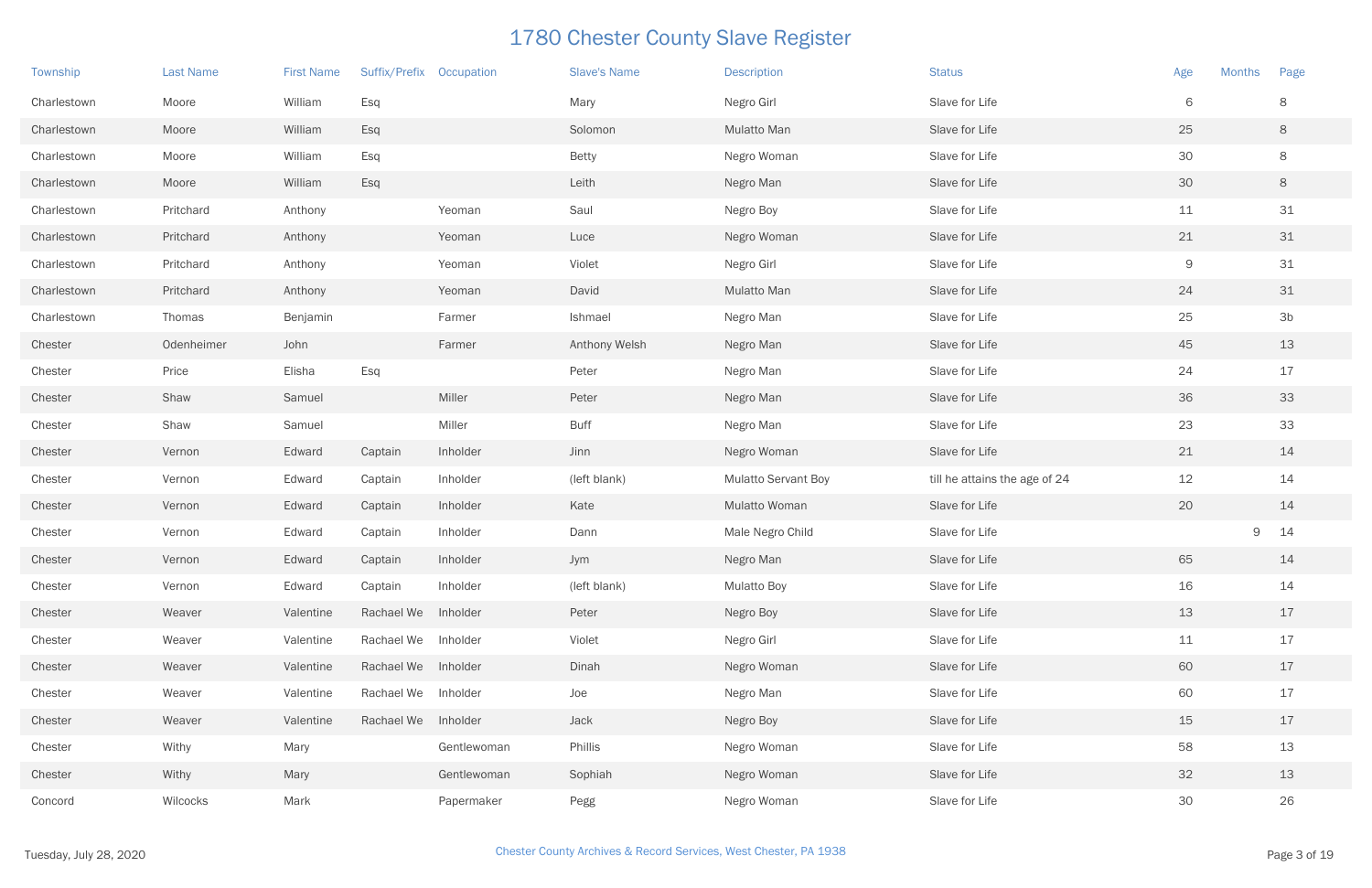# 1780 Chester County Slave Register

| Township | Last Name | First Name | Suffix/Prefix | Occupation | Slave's Name | Description | Status | Age | Months | Page |
|---|---|---|---|---|---|---|---|---|---|---|
| Charlestown | Moore | William | Esq | | Mary | Negro Girl | Slave for Life | 6 | | 8 |
| Charlestown | Moore | William | Esq | | Solomon | Mulatto Man | Slave for Life | 25 | | 8 |
| Charlestown | Moore | William | Esq | | Betty | Negro Woman | Slave for Life | 30 | | 8 |
| Charlestown | Moore | William | Esq | | Leith | Negro Man | Slave for Life | 30 | | 8 |
| Charlestown | Pritchard | Anthony | | Yeoman | Saul | Negro Boy | Slave for Life | 11 | | 31 |
| Charlestown | Pritchard | Anthony | | Yeoman | Luce | Negro Woman | Slave for Life | 21 | | 31 |
| Charlestown | Pritchard | Anthony | | Yeoman | Violet | Negro Girl | Slave for Life | 9 | | 31 |
| Charlestown | Pritchard | Anthony | | Yeoman | David | Mulatto Man | Slave for Life | 24 | | 31 |
| Charlestown | Thomas | Benjamin | | Farmer | Ishmael | Negro Man | Slave for Life | 25 | | 3b |
| Chester | Odenheimer | John | | Farmer | Anthony Welsh | Negro Man | Slave for Life | 45 | | 13 |
| Chester | Price | Elisha | Esq | | Peter | Negro Man | Slave for Life | 24 | | 17 |
| Chester | Shaw | Samuel | | Miller | Peter | Negro Man | Slave for Life | 36 | | 33 |
| Chester | Shaw | Samuel | | Miller | Buff | Negro Man | Slave for Life | 23 | | 33 |
| Chester | Vernon | Edward | Captain | Inholder | Jinn | Negro Woman | Slave for Life | 21 | | 14 |
| Chester | Vernon | Edward | Captain | Inholder | (left blank) | Mulatto Servant Boy | till he attains the age of 24 | 12 | | 14 |
| Chester | Vernon | Edward | Captain | Inholder | Kate | Mulatto Woman | Slave for Life | 20 | | 14 |
| Chester | Vernon | Edward | Captain | Inholder | Dann | Male Negro Child | Slave for Life | | 9 | 14 |
| Chester | Vernon | Edward | Captain | Inholder | Jym | Negro Man | Slave for Life | 65 | | 14 |
| Chester | Vernon | Edward | Captain | Inholder | (left blank) | Mulatto Boy | Slave for Life | 16 | | 14 |
| Chester | Weaver | Valentine | Rachael We | Inholder | Peter | Negro Boy | Slave for Life | 13 | | 17 |
| Chester | Weaver | Valentine | Rachael We | Inholder | Violet | Negro Girl | Slave for Life | 11 | | 17 |
| Chester | Weaver | Valentine | Rachael We | Inholder | Dinah | Negro Woman | Slave for Life | 60 | | 17 |
| Chester | Weaver | Valentine | Rachael We | Inholder | Joe | Negro Man | Slave for Life | 60 | | 17 |
| Chester | Weaver | Valentine | Rachael We | Inholder | Jack | Negro Boy | Slave for Life | 15 | | 17 |
| Chester | Withy | Mary | | Gentlewoman | Phillis | Negro Woman | Slave for Life | 58 | | 13 |
| Chester | Withy | Mary | | Gentlewoman | Sophiah | Negro Woman | Slave for Life | 32 | | 13 |
| Concord | Wilcocks | Mark | | Papermaker | Pegg | Negro Woman | Slave for Life | 30 | | 26 |

Tuesday, July 28, 2020

Chester County Archives & Record Services, West Chester, PA 1938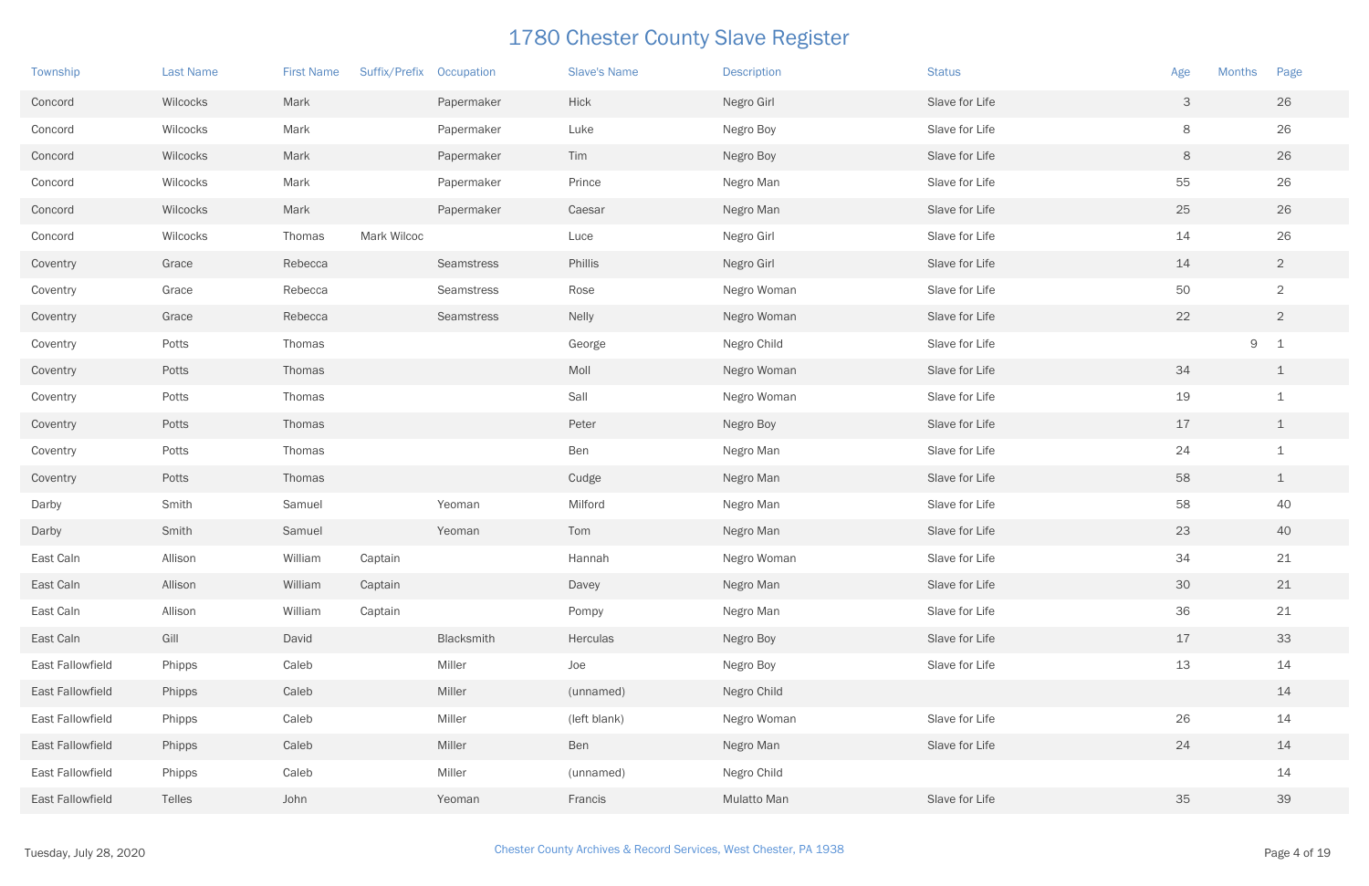# 1780 Chester County Slave Register

| Township | Last Name | First Name | Suffix/Prefix | Occupation | Slave's Name | Description | Status | Age | Months | Page |
|---|---|---|---|---|---|---|---|---|---|---|
| Concord | Wilcocks | Mark | | Papermaker | Hick | Negro Girl | Slave for Life | 3 | | 26 |
| Concord | Wilcocks | Mark | | Papermaker | Luke | Negro Boy | Slave for Life | 8 | | 26 |
| Concord | Wilcocks | Mark | | Papermaker | Tim | Negro Boy | Slave for Life | 8 | | 26 |
| Concord | Wilcocks | Mark | | Papermaker | Prince | Negro Man | Slave for Life | 55 | | 26 |
| Concord | Wilcocks | Mark | | Papermaker | Caesar | Negro Man | Slave for Life | 25 | | 26 |
| Concord | Wilcocks | Thomas | Mark Wilcoc | | Luce | Negro Girl | Slave for Life | 14 | | 26 |
| Coventry | Grace | Rebecca | | Seamstress | Phillis | Negro Girl | Slave for Life | 14 | | 2 |
| Coventry | Grace | Rebecca | | Seamstress | Rose | Negro Woman | Slave for Life | 50 | | 2 |
| Coventry | Grace | Rebecca | | Seamstress | Nelly | Negro Woman | Slave for Life | 22 | | 2 |
| Coventry | Potts | Thomas | | | George | Negro Child | Slave for Life | | 9 | 1 |
| Coventry | Potts | Thomas | | | Moll | Negro Woman | Slave for Life | 34 | | 1 |
| Coventry | Potts | Thomas | | | Sall | Negro Woman | Slave for Life | 19 | | 1 |
| Coventry | Potts | Thomas | | | Peter | Negro Boy | Slave for Life | 17 | | 1 |
| Coventry | Potts | Thomas | | | Ben | Negro Man | Slave for Life | 24 | | 1 |
| Coventry | Potts | Thomas | | | Cudge | Negro Man | Slave for Life | 58 | | 1 |
| Darby | Smith | Samuel | | Yeoman | Milford | Negro Man | Slave for Life | 58 | | 40 |
| Darby | Smith | Samuel | | Yeoman | Tom | Negro Man | Slave for Life | 23 | | 40 |
| East Caln | Allison | William | Captain | | Hannah | Negro Woman | Slave for Life | 34 | | 21 |
| East Caln | Allison | William | Captain | | Davey | Negro Man | Slave for Life | 30 | | 21 |
| East Caln | Allison | William | Captain | | Pompy | Negro Man | Slave for Life | 36 | | 21 |
| East Caln | Gill | David | | Blacksmith | Herculas | Negro Boy | Slave for Life | 17 | | 33 |
| East Fallowfield | Phipps | Caleb | | Miller | Joe | Negro Boy | Slave for Life | 13 | | 14 |
| East Fallowfield | Phipps | Caleb | | Miller | (unnamed) | Negro Child | | | | 14 |
| East Fallowfield | Phipps | Caleb | | Miller | (left blank) | Negro Woman | Slave for Life | 26 | | 14 |
| East Fallowfield | Phipps | Caleb | | Miller | Ben | Negro Man | Slave for Life | 24 | | 14 |
| East Fallowfield | Phipps | Caleb | | Miller | (unnamed) | Negro Child | | | | 14 |
| East Fallowfield | Telles | John | | Yeoman | Francis | Mulatto Man | Slave for Life | 35 | | 39 |

Tuesday, July 28, 2020

Chester County Archives & Record Services, West Chester, PA 1938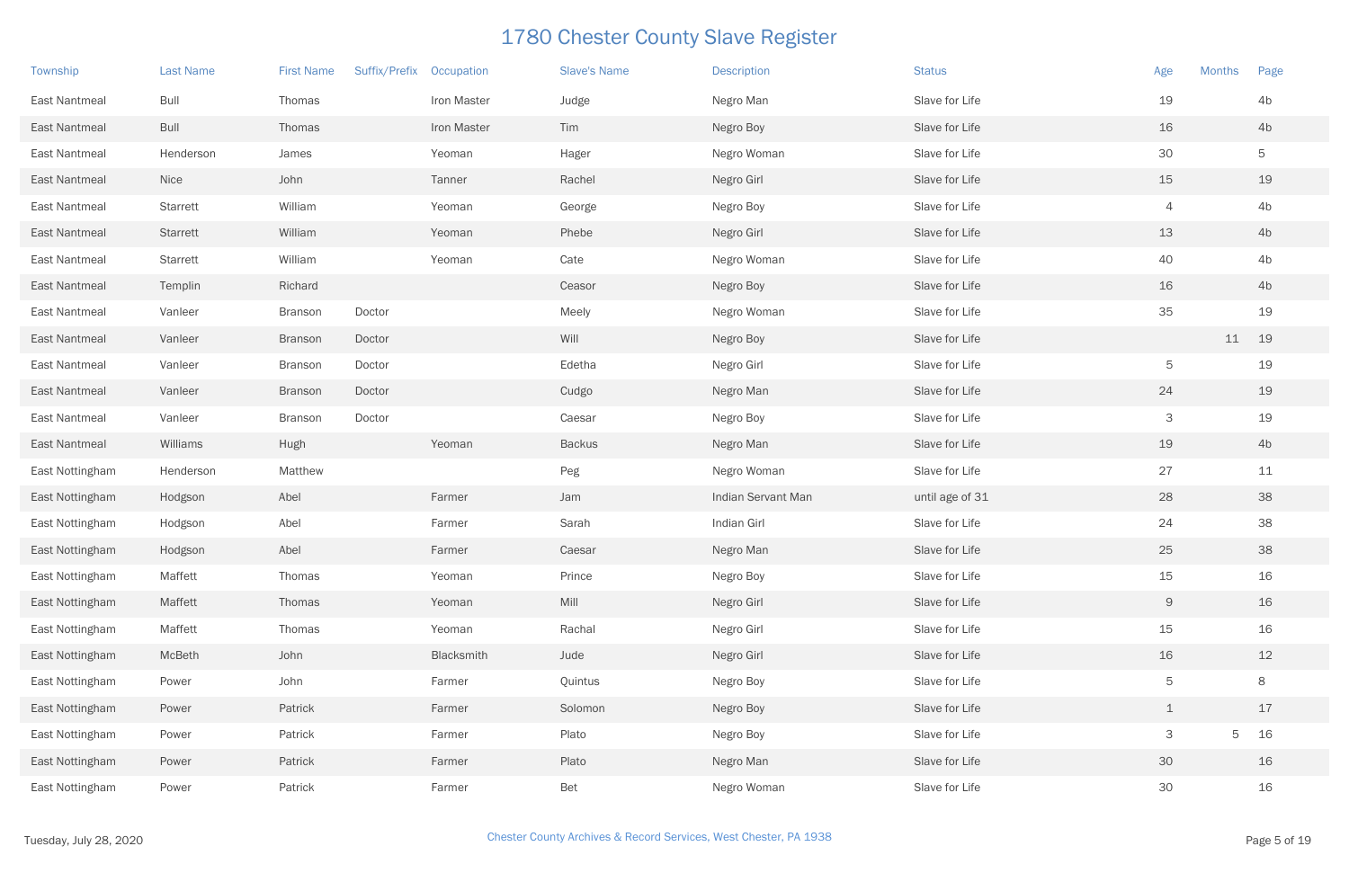# 1780 Chester County Slave Register

| Township | Last Name | First Name | Suffix/Prefix | Occupation | Slave's Name | Description | Status | Age | Months | Page |
|---|---|---|---|---|---|---|---|---|---|---|
| East Nantmeal | Bull | Thomas | | Iron Master | Judge | Negro Man | Slave for Life | 19 | | 4b |
| East Nantmeal | Bull | Thomas | | Iron Master | Tim | Negro Boy | Slave for Life | 16 | | 4b |
| East Nantmeal | Henderson | James | | Yeoman | Hager | Negro Woman | Slave for Life | 30 | | 5 |
| East Nantmeal | Nice | John | | Tanner | Rachel | Negro Girl | Slave for Life | 15 | | 19 |
| East Nantmeal | Starrett | William | | Yeoman | George | Negro Boy | Slave for Life | 4 | | 4b |
| East Nantmeal | Starrett | William | | Yeoman | Phebe | Negro Girl | Slave for Life | 13 | | 4b |
| East Nantmeal | Starrett | William | | Yeoman | Cate | Negro Woman | Slave for Life | 40 | | 4b |
| East Nantmeal | Templin | Richard | | | Ceasor | Negro Boy | Slave for Life | 16 | | 4b |
| East Nantmeal | Vanleer | Branson | Doctor | | Meely | Negro Woman | Slave for Life | 35 | | 19 |
| East Nantmeal | Vanleer | Branson | Doctor | | Will | Negro Boy | Slave for Life | | 11 | 19 |
| East Nantmeal | Vanleer | Branson | Doctor | | Edetha | Negro Girl | Slave for Life | 5 | | 19 |
| East Nantmeal | Vanleer | Branson | Doctor | | Cudgo | Negro Man | Slave for Life | 24 | | 19 |
| East Nantmeal | Vanleer | Branson | Doctor | | Caesar | Negro Boy | Slave for Life | 3 | | 19 |
| East Nantmeal | Williams | Hugh | | Yeoman | Backus | Negro Man | Slave for Life | 19 | | 4b |
| East Nottingham | Henderson | Matthew | | | Peg | Negro Woman | Slave for Life | 27 | | 11 |
| East Nottingham | Hodgson | Abel | | Farmer | Jam | Indian Servant Man | until age of 31 | 28 | | 38 |
| East Nottingham | Hodgson | Abel | | Farmer | Sarah | Indian Girl | Slave for Life | 24 | | 38 |
| East Nottingham | Hodgson | Abel | | Farmer | Caesar | Negro Man | Slave for Life | 25 | | 38 |
| East Nottingham | Maffett | Thomas | | Yeoman | Prince | Negro Boy | Slave for Life | 15 | | 16 |
| East Nottingham | Maffett | Thomas | | Yeoman | Mill | Negro Girl | Slave for Life | 9 | | 16 |
| East Nottingham | Maffett | Thomas | | Yeoman | Rachal | Negro Girl | Slave for Life | 15 | | 16 |
| East Nottingham | McBeth | John | | Blacksmith | Jude | Negro Girl | Slave for Life | 16 | | 12 |
| East Nottingham | Power | John | | Farmer | Quintus | Negro Boy | Slave for Life | 5 | | 8 |
| East Nottingham | Power | Patrick | | Farmer | Solomon | Negro Boy | Slave for Life | 1 | | 17 |
| East Nottingham | Power | Patrick | | Farmer | Plato | Negro Boy | Slave for Life | 3 | 5 | 16 |
| East Nottingham | Power | Patrick | | Farmer | Plato | Negro Man | Slave for Life | 30 | | 16 |
| East Nottingham | Power | Patrick | | Farmer | Bet | Negro Woman | Slave for Life | 30 | | 16 |

Tuesday, July 28, 2020

Chester County Archives & Record Services, West Chester, PA 1938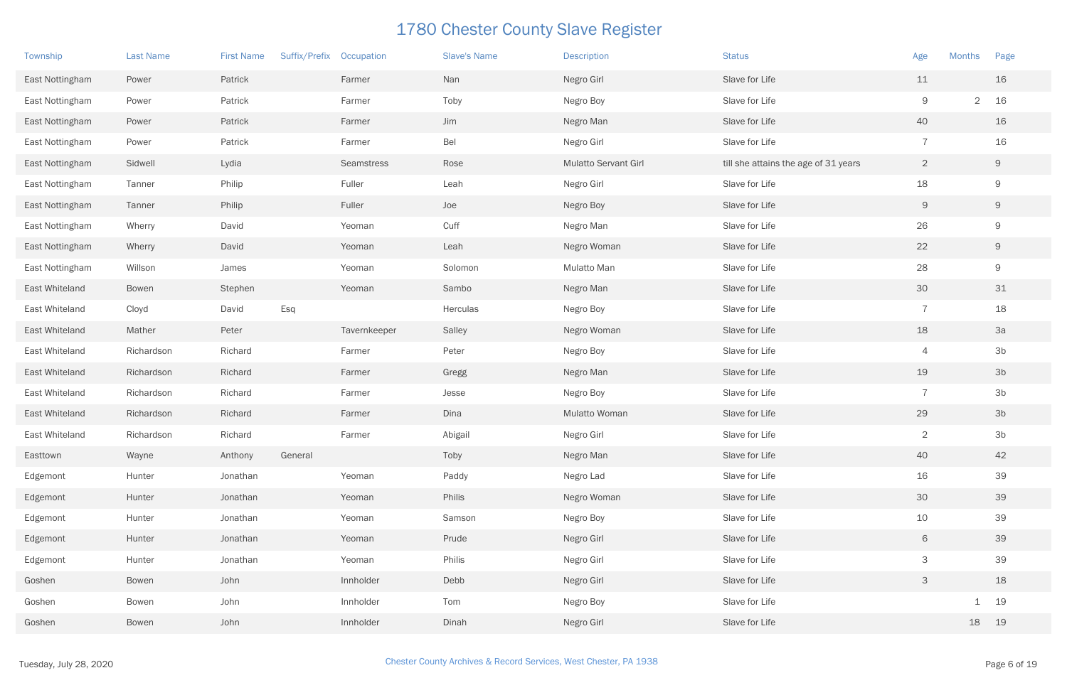# 1780 Chester County Slave Register

| Township | Last Name | First Name | Suffix/Prefix | Occupation | Slave's Name | Description | Status | Age | Months | Page |
|---|---|---|---|---|---|---|---|---|---|---|
| East Nottingham | Power | Patrick | | Farmer | Nan | Negro Girl | Slave for Life | 11 | | 16 |
| East Nottingham | Power | Patrick | | Farmer | Toby | Negro Boy | Slave for Life | 9 | 2 | 16 |
| East Nottingham | Power | Patrick | | Farmer | Jim | Negro Man | Slave for Life | 40 | | 16 |
| East Nottingham | Power | Patrick | | Farmer | Bel | Negro Girl | Slave for Life | 7 | | 16 |
| East Nottingham | Sidwell | Lydia | | Seamstress | Rose | Mulatto Servant Girl | till she attains the age of 31 years | 2 | | 9 |
| East Nottingham | Tanner | Philip | | Fuller | Leah | Negro Girl | Slave for Life | 18 | | 9 |
| East Nottingham | Tanner | Philip | | Fuller | Joe | Negro Boy | Slave for Life | 9 | | 9 |
| East Nottingham | Wherry | David | | Yeoman | Cuff | Negro Man | Slave for Life | 26 | | 9 |
| East Nottingham | Wherry | David | | Yeoman | Leah | Negro Woman | Slave for Life | 22 | | 9 |
| East Nottingham | Willson | James | | Yeoman | Solomon | Mulatto Man | Slave for Life | 28 | | 9 |
| East Whiteland | Bowen | Stephen | | Yeoman | Sambo | Negro Man | Slave for Life | 30 | | 31 |
| East Whiteland | Cloyd | David | Esq | | Herculas | Negro Boy | Slave for Life | 7 | | 18 |
| East Whiteland | Mather | Peter | | Tavernkeeper | Salley | Negro Woman | Slave for Life | 18 | | 3a |
| East Whiteland | Richardson | Richard | | Farmer | Peter | Negro Boy | Slave for Life | 4 | | 3b |
| East Whiteland | Richardson | Richard | | Farmer | Gregg | Negro Man | Slave for Life | 19 | | 3b |
| East Whiteland | Richardson | Richard | | Farmer | Jesse | Negro Boy | Slave for Life | 7 | | 3b |
| East Whiteland | Richardson | Richard | | Farmer | Dina | Mulatto Woman | Slave for Life | 29 | | 3b |
| East Whiteland | Richardson | Richard | | Farmer | Abigail | Negro Girl | Slave for Life | 2 | | 3b |
| Easttown | Wayne | Anthony | General | | Toby | Negro Man | Slave for Life | 40 | | 42 |
| Edgemont | Hunter | Jonathan | | Yeoman | Paddy | Negro Lad | Slave for Life | 16 | | 39 |
| Edgemont | Hunter | Jonathan | | Yeoman | Philis | Negro Woman | Slave for Life | 30 | | 39 |
| Edgemont | Hunter | Jonathan | | Yeoman | Samson | Negro Boy | Slave for Life | 10 | | 39 |
| Edgemont | Hunter | Jonathan | | Yeoman | Prude | Negro Girl | Slave for Life | 6 | | 39 |
| Edgemont | Hunter | Jonathan | | Yeoman | Philis | Negro Girl | Slave for Life | 3 | | 39 |
| Goshen | Bowen | John | | Innholder | Debb | Negro Girl | Slave for Life | 3 | | 18 |
| Goshen | Bowen | John | | Innholder | Tom | Negro Boy | Slave for Life | | 1 | 19 |
| Goshen | Bowen | John | | Innholder | Dinah | Negro Girl | Slave for Life | | 18 | 19 |

Tuesday, July 28, 2020

Chester County Archives & Record Services, West Chester, PA 1938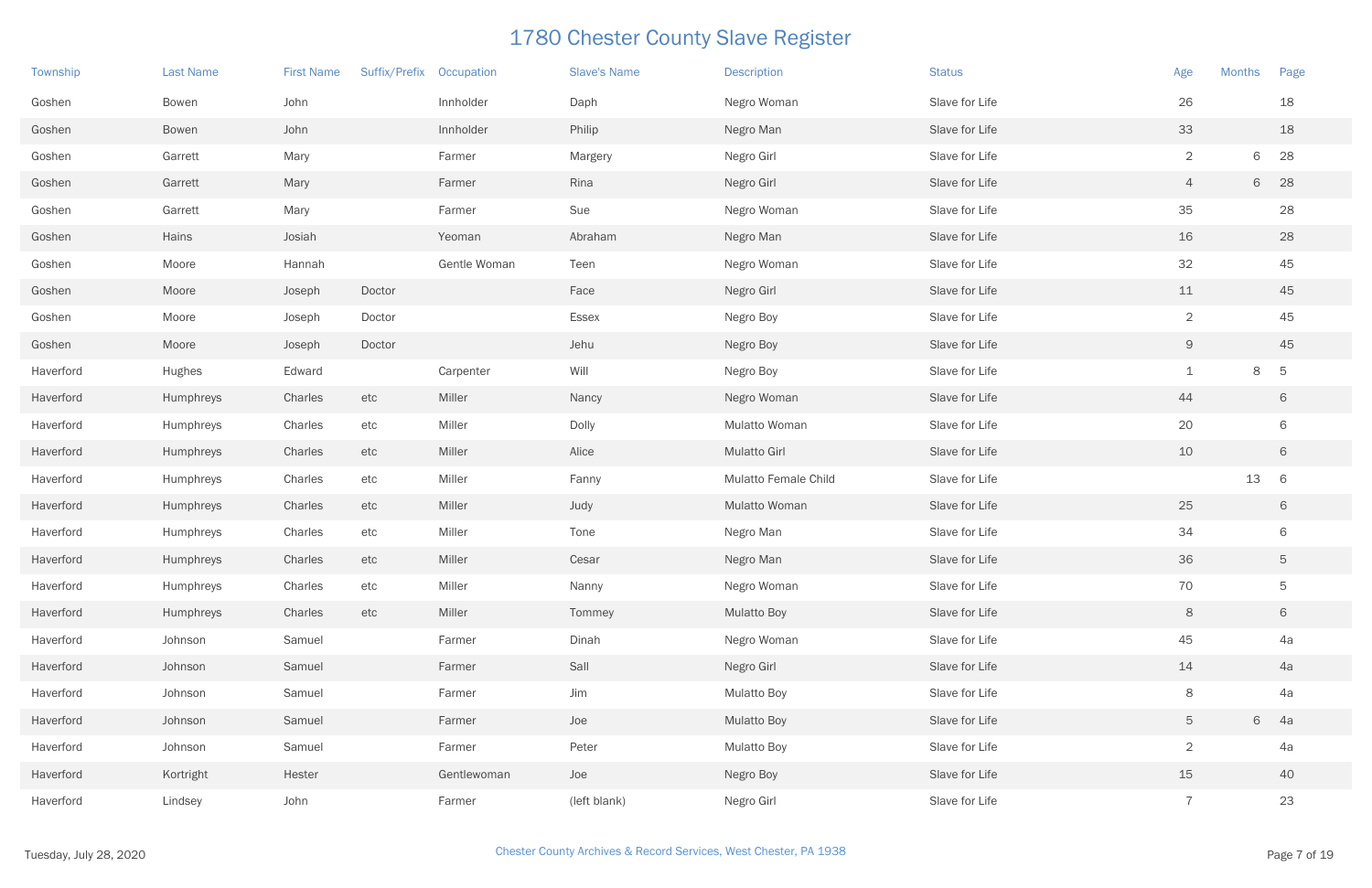# 1780 Chester County Slave Register

| Township | Last Name | First Name | Suffix/Prefix | Occupation | Slave's Name | Description | Status | Age | Months | Page |
|---|---|---|---|---|---|---|---|---|---|---|
| Goshen | Bowen | John | | Innholder | Daph | Negro Woman | Slave for Life | 26 | | 18 |
| Goshen | Bowen | John | | Innholder | Philip | Negro Man | Slave for Life | 33 | | 18 |
| Goshen | Garrett | Mary | | Farmer | Margery | Negro Girl | Slave for Life | 2 | 6 | 28 |
| Goshen | Garrett | Mary | | Farmer | Rina | Negro Girl | Slave for Life | 4 | 6 | 28 |
| Goshen | Garrett | Mary | | Farmer | Sue | Negro Woman | Slave for Life | 35 | | 28 |
| Goshen | Hains | Josiah | | Yeoman | Abraham | Negro Man | Slave for Life | 16 | | 28 |
| Goshen | Moore | Hannah | | Gentle Woman | Teen | Negro Woman | Slave for Life | 32 | | 45 |
| Goshen | Moore | Joseph | Doctor | | Face | Negro Girl | Slave for Life | 11 | | 45 |
| Goshen | Moore | Joseph | Doctor | | Essex | Negro Boy | Slave for Life | 2 | | 45 |
| Goshen | Moore | Joseph | Doctor | | Jehu | Negro Boy | Slave for Life | 9 | | 45 |
| Haverford | Hughes | Edward | | Carpenter | Will | Negro Boy | Slave for Life | 1 | 8 | 5 |
| Haverford | Humphreys | Charles | etc | Miller | Nancy | Negro Woman | Slave for Life | 44 | | 6 |
| Haverford | Humphreys | Charles | etc | Miller | Dolly | Mulatto Woman | Slave for Life | 20 | | 6 |
| Haverford | Humphreys | Charles | etc | Miller | Alice | Mulatto Girl | Slave for Life | 10 | | 6 |
| Haverford | Humphreys | Charles | etc | Miller | Fanny | Mulatto Female Child | Slave for Life | | 13 | 6 |
| Haverford | Humphreys | Charles | etc | Miller | Judy | Mulatto Woman | Slave for Life | 25 | | 6 |
| Haverford | Humphreys | Charles | etc | Miller | Tone | Negro Man | Slave for Life | 34 | | 6 |
| Haverford | Humphreys | Charles | etc | Miller | Cesar | Negro Man | Slave for Life | 36 | | 5 |
| Haverford | Humphreys | Charles | etc | Miller | Nanny | Negro Woman | Slave for Life | 70 | | 5 |
| Haverford | Humphreys | Charles | etc | Miller | Tommey | Mulatto Boy | Slave for Life | 8 | | 6 |
| Haverford | Johnson | Samuel | | Farmer | Dinah | Negro Woman | Slave for Life | 45 | | 4a |
| Haverford | Johnson | Samuel | | Farmer | Sall | Negro Girl | Slave for Life | 14 | | 4a |
| Haverford | Johnson | Samuel | | Farmer | Jim | Mulatto Boy | Slave for Life | 8 | | 4a |
| Haverford | Johnson | Samuel | | Farmer | Joe | Mulatto Boy | Slave for Life | 5 | 6 | 4a |
| Haverford | Johnson | Samuel | | Farmer | Peter | Mulatto Boy | Slave for Life | 2 | | 4a |
| Haverford | Kortright | Hester | | Gentlewoman | Joe | Negro Boy | Slave for Life | 15 | | 40 |
| Haverford | Lindsey | John | | Farmer | (left blank) | Negro Girl | Slave for Life | 7 | | 23 |

Tuesday, July 28, 2020 — Chester County Archives & Record Services, West Chester, PA 1938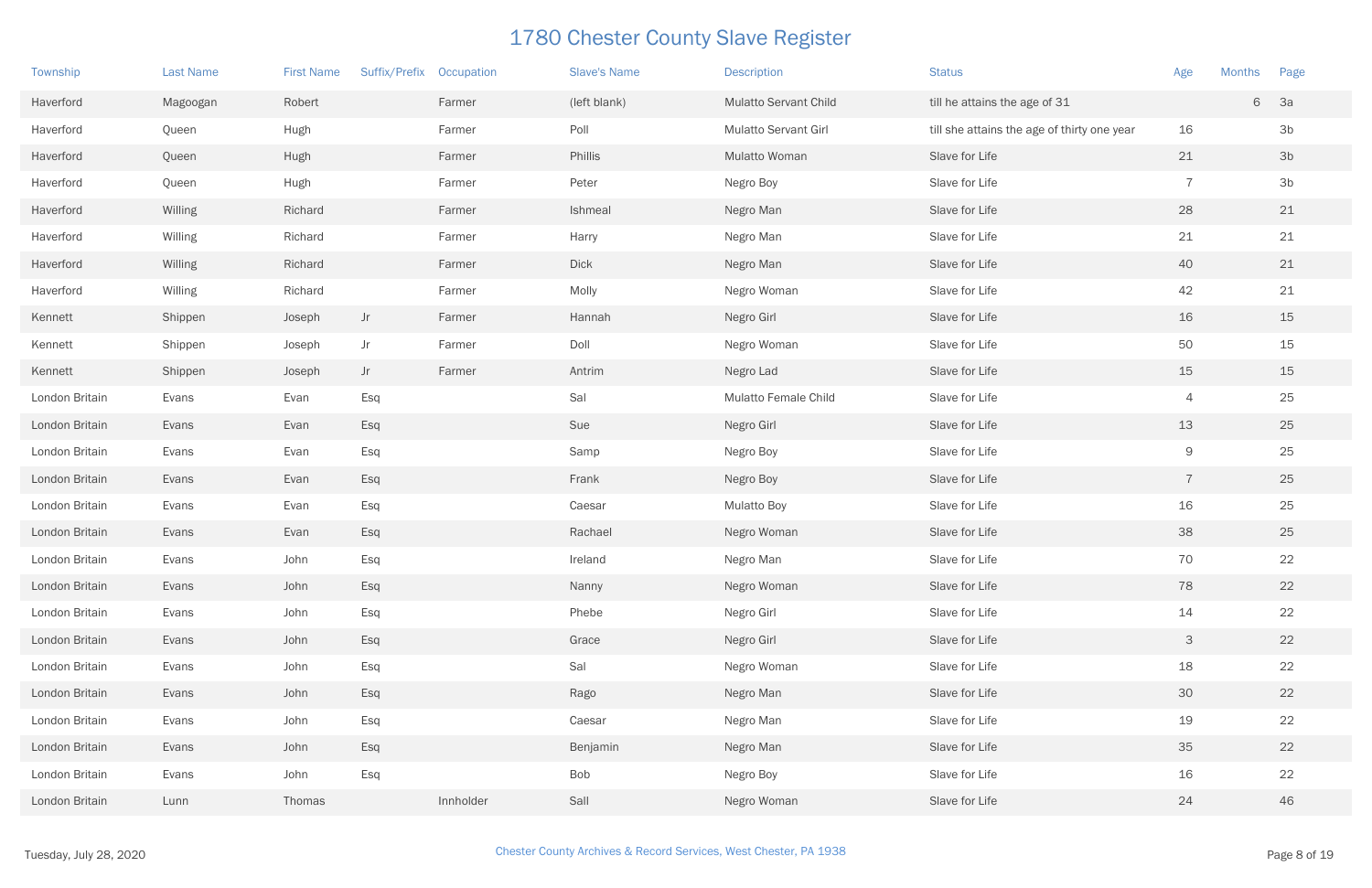# 1780 Chester County Slave Register

| Township | Last Name | First Name | Suffix/Prefix | Occupation | Slave's Name | Description | Status | Age | Months | Page |
|---|---|---|---|---|---|---|---|---|---|---|
| Haverford | Magoogan | Robert | | Farmer | (left blank) | Mulatto Servant Child | till he attains the age of 31 | | 6 | 3a |
| Haverford | Queen | Hugh | | Farmer | Poll | Mulatto Servant Girl | till she attains the age of thirty one year | 16 | | 3b |
| Haverford | Queen | Hugh | | Farmer | Phillis | Mulatto Woman | Slave for Life | 21 | | 3b |
| Haverford | Queen | Hugh | | Farmer | Peter | Negro Boy | Slave for Life | 7 | | 3b |
| Haverford | Willing | Richard | | Farmer | Ishmeal | Negro Man | Slave for Life | 28 | | 21 |
| Haverford | Willing | Richard | | Farmer | Harry | Negro Man | Slave for Life | 21 | | 21 |
| Haverford | Willing | Richard | | Farmer | Dick | Negro Man | Slave for Life | 40 | | 21 |
| Haverford | Willing | Richard | | Farmer | Molly | Negro Woman | Slave for Life | 42 | | 21 |
| Kennett | Shippen | Joseph | Jr | Farmer | Hannah | Negro Girl | Slave for Life | 16 | | 15 |
| Kennett | Shippen | Joseph | Jr | Farmer | Doll | Negro Woman | Slave for Life | 50 | | 15 |
| Kennett | Shippen | Joseph | Jr | Farmer | Antrim | Negro Lad | Slave for Life | 15 | | 15 |
| London Britain | Evans | Evan | Esq | | Sal | Mulatto Female Child | Slave for Life | 4 | | 25 |
| London Britain | Evans | Evan | Esq | | Sue | Negro Girl | Slave for Life | 13 | | 25 |
| London Britain | Evans | Evan | Esq | | Samp | Negro Boy | Slave for Life | 9 | | 25 |
| London Britain | Evans | Evan | Esq | | Frank | Negro Boy | Slave for Life | 7 | | 25 |
| London Britain | Evans | Evan | Esq | | Caesar | Mulatto Boy | Slave for Life | 16 | | 25 |
| London Britain | Evans | Evan | Esq | | Rachael | Negro Woman | Slave for Life | 38 | | 25 |
| London Britain | Evans | John | Esq | | Ireland | Negro Man | Slave for Life | 70 | | 22 |
| London Britain | Evans | John | Esq | | Nanny | Negro Woman | Slave for Life | 78 | | 22 |
| London Britain | Evans | John | Esq | | Phebe | Negro Girl | Slave for Life | 14 | | 22 |
| London Britain | Evans | John | Esq | | Grace | Negro Girl | Slave for Life | 3 | | 22 |
| London Britain | Evans | John | Esq | | Sal | Negro Woman | Slave for Life | 18 | | 22 |
| London Britain | Evans | John | Esq | | Rago | Negro Man | Slave for Life | 30 | | 22 |
| London Britain | Evans | John | Esq | | Caesar | Negro Man | Slave for Life | 19 | | 22 |
| London Britain | Evans | John | Esq | | Benjamin | Negro Man | Slave for Life | 35 | | 22 |
| London Britain | Evans | John | Esq | | Bob | Negro Boy | Slave for Life | 16 | | 22 |
| London Britain | Lunn | Thomas | | Innholder | Sall | Negro Woman | Slave for Life | 24 | | 46 |

Tuesday, July 28, 2020 — Chester County Archives & Record Services, West Chester, PA 1938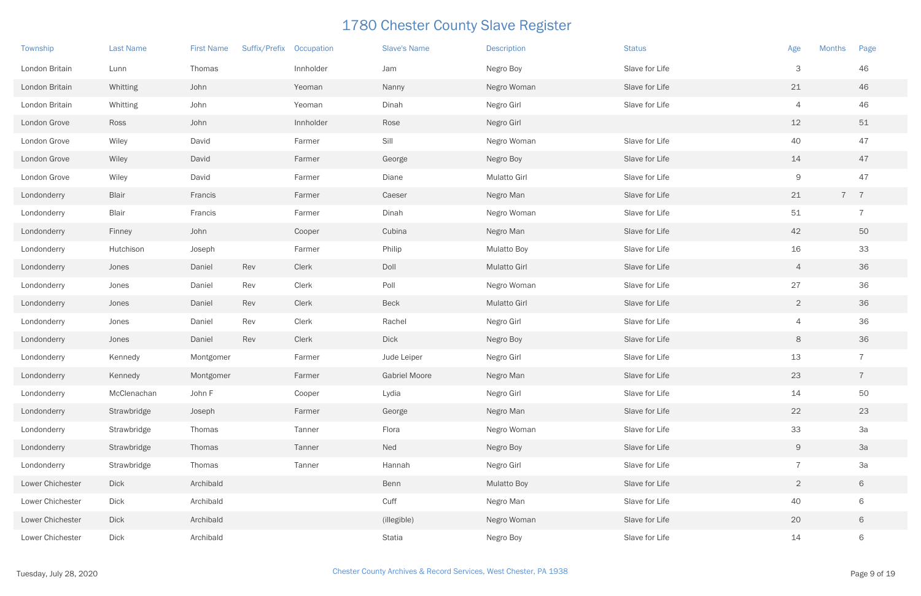# 1780 Chester County Slave Register

| Township | Last Name | First Name | Suffix/Prefix | Occupation | Slave's Name | Description | Status | Age | Months | Page |
|---|---|---|---|---|---|---|---|---|---|---|
| London Britain | Lunn | Thomas | | Innholder | Jam | Negro Boy | Slave for Life | 3 | | 46 |
| London Britain | Whitting | John | | Yeoman | Nanny | Negro Woman | Slave for Life | 21 | | 46 |
| London Britain | Whitting | John | | Yeoman | Dinah | Negro Girl | Slave for Life | 4 | | 46 |
| London Grove | Ross | John | | Innholder | Rose | Negro Girl | | 12 | | 51 |
| London Grove | Wiley | David | | Farmer | Sill | Negro Woman | Slave for Life | 40 | | 47 |
| London Grove | Wiley | David | | Farmer | George | Negro Boy | Slave for Life | 14 | | 47 |
| London Grove | Wiley | David | | Farmer | Diane | Mulatto Girl | Slave for Life | 9 | | 47 |
| Londonderry | Blair | Francis | | Farmer | Caeser | Negro Man | Slave for Life | 21 | 7 | 7 |
| Londonderry | Blair | Francis | | Farmer | Dinah | Negro Woman | Slave for Life | 51 | | 7 |
| Londonderry | Finney | John | | Cooper | Cubina | Negro Man | Slave for Life | 42 | | 50 |
| Londonderry | Hutchison | Joseph | | Farmer | Philip | Mulatto Boy | Slave for Life | 16 | | 33 |
| Londonderry | Jones | Daniel | Rev | Clerk | Doll | Mulatto Girl | Slave for Life | 4 | | 36 |
| Londonderry | Jones | Daniel | Rev | Clerk | Poll | Negro Woman | Slave for Life | 27 | | 36 |
| Londonderry | Jones | Daniel | Rev | Clerk | Beck | Mulatto Girl | Slave for Life | 2 | | 36 |
| Londonderry | Jones | Daniel | Rev | Clerk | Rachel | Negro Girl | Slave for Life | 4 | | 36 |
| Londonderry | Jones | Daniel | Rev | Clerk | Dick | Negro Boy | Slave for Life | 8 | | 36 |
| Londonderry | Kennedy | Montgomer | | Farmer | Jude Leiper | Negro Girl | Slave for Life | 13 | | 7 |
| Londonderry | Kennedy | Montgomer | | Farmer | Gabriel Moore | Negro Man | Slave for Life | 23 | | 7 |
| Londonderry | McClenachan | John F | | Cooper | Lydia | Negro Girl | Slave for Life | 14 | | 50 |
| Londonderry | Strawbridge | Joseph | | Farmer | George | Negro Man | Slave for Life | 22 | | 23 |
| Londonderry | Strawbridge | Thomas | | Tanner | Flora | Negro Woman | Slave for Life | 33 | | 3a |
| Londonderry | Strawbridge | Thomas | | Tanner | Ned | Negro Boy | Slave for Life | 9 | | 3a |
| Londonderry | Strawbridge | Thomas | | Tanner | Hannah | Negro Girl | Slave for Life | 7 | | 3a |
| Lower Chichester | Dick | Archibald | | | Benn | Mulatto Boy | Slave for Life | 2 | | 6 |
| Lower Chichester | Dick | Archibald | | | Cuff | Negro Man | Slave for Life | 40 | | 6 |
| Lower Chichester | Dick | Archibald | | | (illegible) | Negro Woman | Slave for Life | 20 | | 6 |
| Lower Chichester | Dick | Archibald | | | Statia | Negro Boy | Slave for Life | 14 | | 6 |

Tuesday, July 28, 2020

Chester County Archives & Record Services, West Chester, PA 1938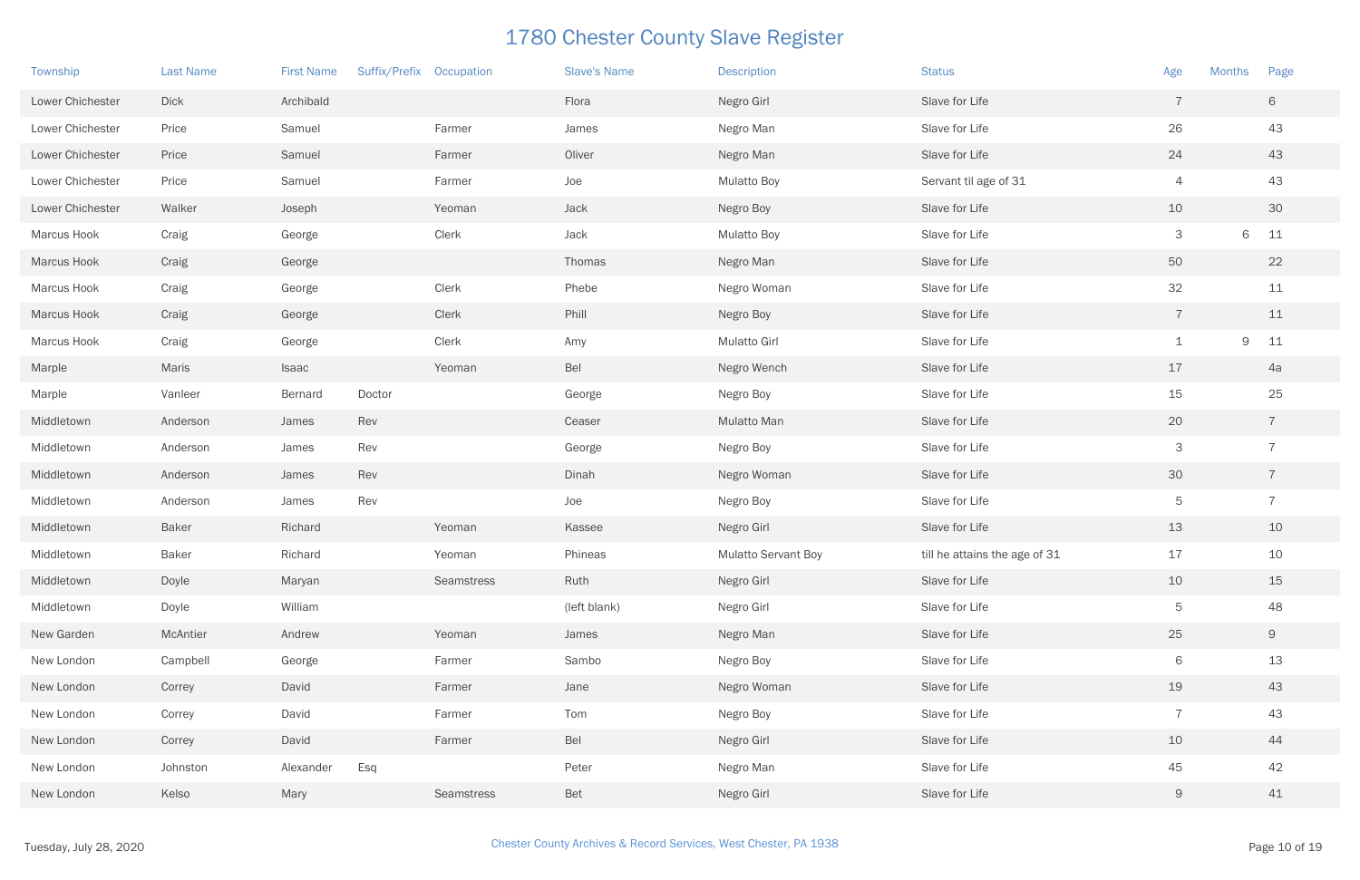# 1780 Chester County Slave Register

| Township | Last Name | First Name | Suffix/Prefix | Occupation | Slave's Name | Description | Status | Age | Months | Page |
|---|---|---|---|---|---|---|---|---|---|---|
| Lower Chichester | Dick | Archibald | | | Flora | Negro Girl | Slave for Life | 7 | | 6 |
| Lower Chichester | Price | Samuel | | Farmer | James | Negro Man | Slave for Life | 26 | | 43 |
| Lower Chichester | Price | Samuel | | Farmer | Oliver | Negro Man | Slave for Life | 24 | | 43 |
| Lower Chichester | Price | Samuel | | Farmer | Joe | Mulatto Boy | Servant til age of 31 | 4 | | 43 |
| Lower Chichester | Walker | Joseph | | Yeoman | Jack | Negro Boy | Slave for Life | 10 | | 30 |
| Marcus Hook | Craig | George | | Clerk | Jack | Mulatto Boy | Slave for Life | 3 | 6 | 11 |
| Marcus Hook | Craig | George | | | Thomas | Negro Man | Slave for Life | 50 | | 22 |
| Marcus Hook | Craig | George | | Clerk | Phebe | Negro Woman | Slave for Life | 32 | | 11 |
| Marcus Hook | Craig | George | | Clerk | Phill | Negro Boy | Slave for Life | 7 | | 11 |
| Marcus Hook | Craig | George | | Clerk | Amy | Mulatto Girl | Slave for Life | 1 | 9 | 11 |
| Marple | Maris | Isaac | | Yeoman | Bel | Negro Wench | Slave for Life | 17 | | 4a |
| Marple | Vanleer | Bernard | Doctor | | George | Negro Boy | Slave for Life | 15 | | 25 |
| Middletown | Anderson | James | Rev | | Ceaser | Mulatto Man | Slave for Life | 20 | | 7 |
| Middletown | Anderson | James | Rev | | George | Negro Boy | Slave for Life | 3 | | 7 |
| Middletown | Anderson | James | Rev | | Dinah | Negro Woman | Slave for Life | 30 | | 7 |
| Middletown | Anderson | James | Rev | | Joe | Negro Boy | Slave for Life | 5 | | 7 |
| Middletown | Baker | Richard | | Yeoman | Kassee | Negro Girl | Slave for Life | 13 | | 10 |
| Middletown | Baker | Richard | | Yeoman | Phineas | Mulatto Servant Boy | till he attains the age of 31 | 17 | | 10 |
| Middletown | Doyle | Maryan | | Seamstress | Ruth | Negro Girl | Slave for Life | 10 | | 15 |
| Middletown | Doyle | William | | | (left blank) | Negro Girl | Slave for Life | 5 | | 48 |
| New Garden | McAntier | Andrew | | Yeoman | James | Negro Man | Slave for Life | 25 | | 9 |
| New London | Campbell | George | | Farmer | Sambo | Negro Boy | Slave for Life | 6 | | 13 |
| New London | Correy | David | | Farmer | Jane | Negro Woman | Slave for Life | 19 | | 43 |
| New London | Correy | David | | Farmer | Tom | Negro Boy | Slave for Life | 7 | | 43 |
| New London | Correy | David | | Farmer | Bel | Negro Girl | Slave for Life | 10 | | 44 |
| New London | Johnston | Alexander | Esq | | Peter | Negro Man | Slave for Life | 45 | | 42 |
| New London | Kelso | Mary | | Seamstress | Bet | Negro Girl | Slave for Life | 9 | | 41 |

Tuesday, July 28, 2020

Chester County Archives & Record Services, West Chester, PA 1938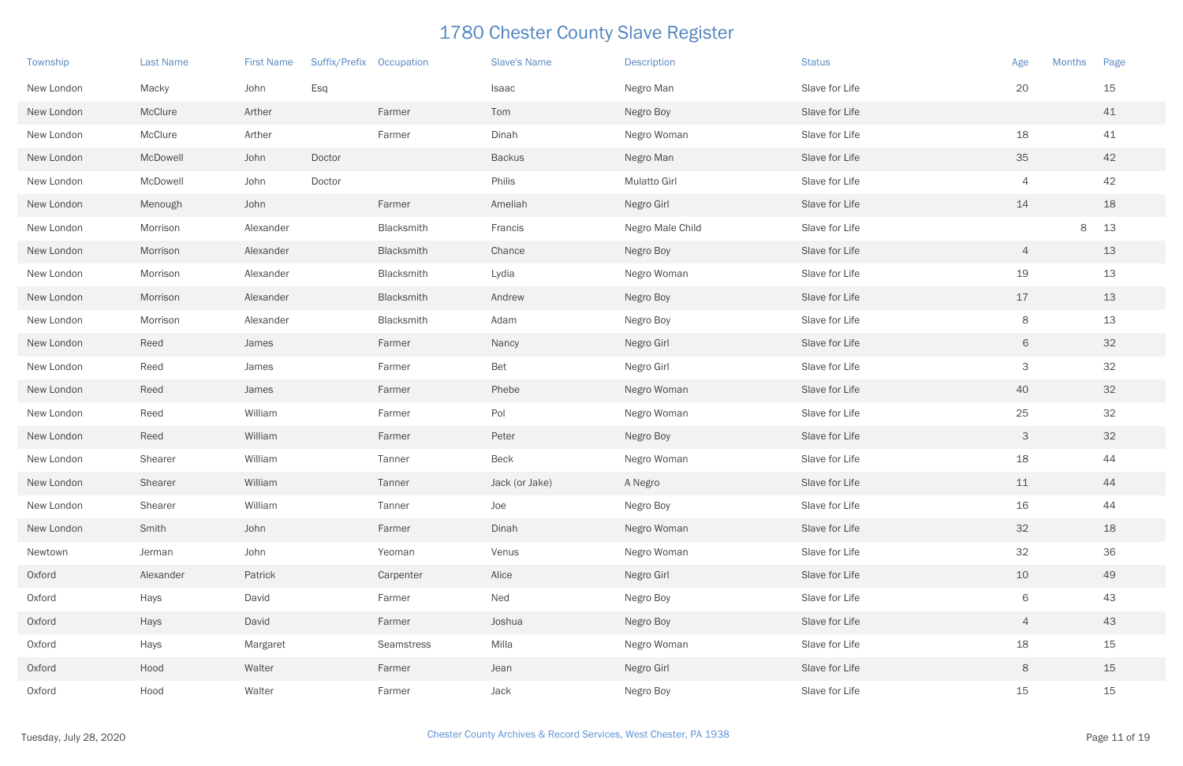# 1780 Chester County Slave Register

| Township | Last Name | First Name | Suffix/Prefix | Occupation | Slave's Name | Description | Status | Age | Months | Page |
|---|---|---|---|---|---|---|---|---|---|---|
| New London | Macky | John | Esq | | Isaac | Negro Man | Slave for Life | 20 | | 15 |
| New London | McClure | Arther | | Farmer | Tom | Negro Boy | Slave for Life | | | 41 |
| New London | McClure | Arther | | Farmer | Dinah | Negro Woman | Slave for Life | 18 | | 41 |
| New London | McDowell | John | Doctor | | Backus | Negro Man | Slave for Life | 35 | | 42 |
| New London | McDowell | John | Doctor | | Philis | Mulatto Girl | Slave for Life | 4 | | 42 |
| New London | Menough | John | | Farmer | Ameliah | Negro Girl | Slave for Life | 14 | | 18 |
| New London | Morrison | Alexander | | Blacksmith | Francis | Negro Male Child | Slave for Life | | 8 | 13 |
| New London | Morrison | Alexander | | Blacksmith | Chance | Negro Boy | Slave for Life | 4 | | 13 |
| New London | Morrison | Alexander | | Blacksmith | Lydia | Negro Woman | Slave for Life | 19 | | 13 |
| New London | Morrison | Alexander | | Blacksmith | Andrew | Negro Boy | Slave for Life | 17 | | 13 |
| New London | Morrison | Alexander | | Blacksmith | Adam | Negro Boy | Slave for Life | 8 | | 13 |
| New London | Reed | James | | Farmer | Nancy | Negro Girl | Slave for Life | 6 | | 32 |
| New London | Reed | James | | Farmer | Bet | Negro Girl | Slave for Life | 3 | | 32 |
| New London | Reed | James | | Farmer | Phebe | Negro Woman | Slave for Life | 40 | | 32 |
| New London | Reed | William | | Farmer | Pol | Negro Woman | Slave for Life | 25 | | 32 |
| New London | Reed | William | | Farmer | Peter | Negro Boy | Slave for Life | 3 | | 32 |
| New London | Shearer | William | | Tanner | Beck | Negro Woman | Slave for Life | 18 | | 44 |
| New London | Shearer | William | | Tanner | Jack (or Jake) | A Negro | Slave for Life | 11 | | 44 |
| New London | Shearer | William | | Tanner | Joe | Negro Boy | Slave for Life | 16 | | 44 |
| New London | Smith | John | | Farmer | Dinah | Negro Woman | Slave for Life | 32 | | 18 |
| Newtown | Jerman | John | | Yeoman | Venus | Negro Woman | Slave for Life | 32 | | 36 |
| Oxford | Alexander | Patrick | | Carpenter | Alice | Negro Girl | Slave for Life | 10 | | 49 |
| Oxford | Hays | David | | Farmer | Ned | Negro Boy | Slave for Life | 6 | | 43 |
| Oxford | Hays | David | | Farmer | Joshua | Negro Boy | Slave for Life | 4 | | 43 |
| Oxford | Hays | Margaret | | Seamstress | Milla | Negro Woman | Slave for Life | 18 | | 15 |
| Oxford | Hood | Walter | | Farmer | Jean | Negro Girl | Slave for Life | 8 | | 15 |
| Oxford | Hood | Walter | | Farmer | Jack | Negro Boy | Slave for Life | 15 | | 15 |

Tuesday, July 28, 2020

Chester County Archives & Record Services, West Chester, PA 1938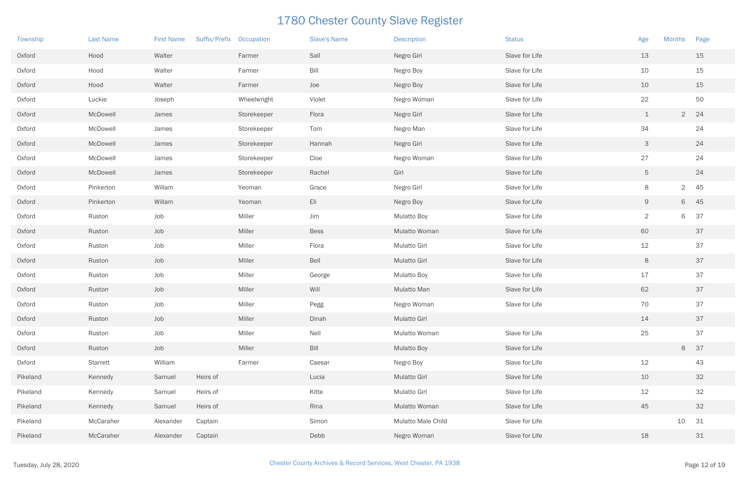# 1780 Chester County Slave Register

| Township | Last Name | First Name | Suffix/Prefix | Occupation | Slave's Name | Description | Status | Age | Months | Page |
|---|---|---|---|---|---|---|---|---|---|---|
| Oxford | Hood | Walter | | Farmer | Sall | Negro Girl | Slave for Life | 13 | | 15 |
| Oxford | Hood | Walter | | Farmer | Bill | Negro Boy | Slave for Life | 10 | | 15 |
| Oxford | Hood | Walter | | Farmer | Joe | Negro Boy | Slave for Life | 10 | | 15 |
| Oxford | Luckie | Joseph | | Wheelwright | Violet | Negro Woman | Slave for Life | 22 | | 50 |
| Oxford | McDowell | James | | Storekeeper | Flora | Negro Girl | Slave for Life | 1 | 2 | 24 |
| Oxford | McDowell | James | | Storekeeper | Tom | Negro Man | Slave for Life | 34 | | 24 |
| Oxford | McDowell | James | | Storekeeper | Hannah | Negro Girl | Slave for Life | 3 | | 24 |
| Oxford | McDowell | James | | Storekeeper | Cloe | Negro Woman | Slave for Life | 27 | | 24 |
| Oxford | McDowell | James | | Storekeeper | Rachel | Girl | Slave for Life | 5 | | 24 |
| Oxford | Pinkerton | Willam | | Yeoman | Grace | Negro Girl | Slave for Life | 8 | 2 | 45 |
| Oxford | Pinkerton | Willam | | Yeoman | Eli | Negro Boy | Slave for Life | 9 | 6 | 45 |
| Oxford | Ruston | Job | | Miller | Jim | Mulatto Boy | Slave for Life | 2 | 6 | 37 |
| Oxford | Ruston | Job | | Miller | Bess | Mulatto Woman | Slave for Life | 60 | | 37 |
| Oxford | Ruston | Job | | Miller | Flora | Mulatto Girl | Slave for Life | 12 | | 37 |
| Oxford | Ruston | Job | | Miller | Bell | Mulatto Girl | Slave for Life | 8 | | 37 |
| Oxford | Ruston | Job | | Miller | George | Mulatto Boy | Slave for Life | 17 | | 37 |
| Oxford | Ruston | Job | | Miller | Will | Mulatto Man | Slave for Life | 62 | | 37 |
| Oxford | Ruston | Job | | Miller | Pegg | Negro Woman | Slave for Life | 70 | | 37 |
| Oxford | Ruston | Job | | Miller | Dinah | Mulatto Girl | | 14 | | 37 |
| Oxford | Ruston | Job | | Miller | Nell | Mulatto Woman | Slave for Life | 25 | | 37 |
| Oxford | Ruston | Job | | Miller | Bill | Mulatto Boy | Slave for Life | | 8 | 37 |
| Oxford | Starrett | William | | Farmer | Caesar | Negro Boy | Slave for Life | 12 | | 43 |
| Pikeland | Kennedy | Samuel | Heirs of | | Lucia | Mulatto Girl | Slave for Life | 10 | | 32 |
| Pikeland | Kennedy | Samuel | Heirs of | | Kitte | Mulatto Girl | Slave for Life | 12 | | 32 |
| Pikeland | Kennedy | Samuel | Heirs of | | Rina | Mulatto Woman | Slave for Life | 45 | | 32 |
| Pikeland | McCaraher | Alexander | Captain | | Simon | Mulatto Male Child | Slave for Life | | 10 | 31 |
| Pikeland | McCaraher | Alexander | Captain | | Debb | Negro Woman | Slave for Life | 18 | | 31 |

Chester County Archives & Record Services, West Chester, PA 1938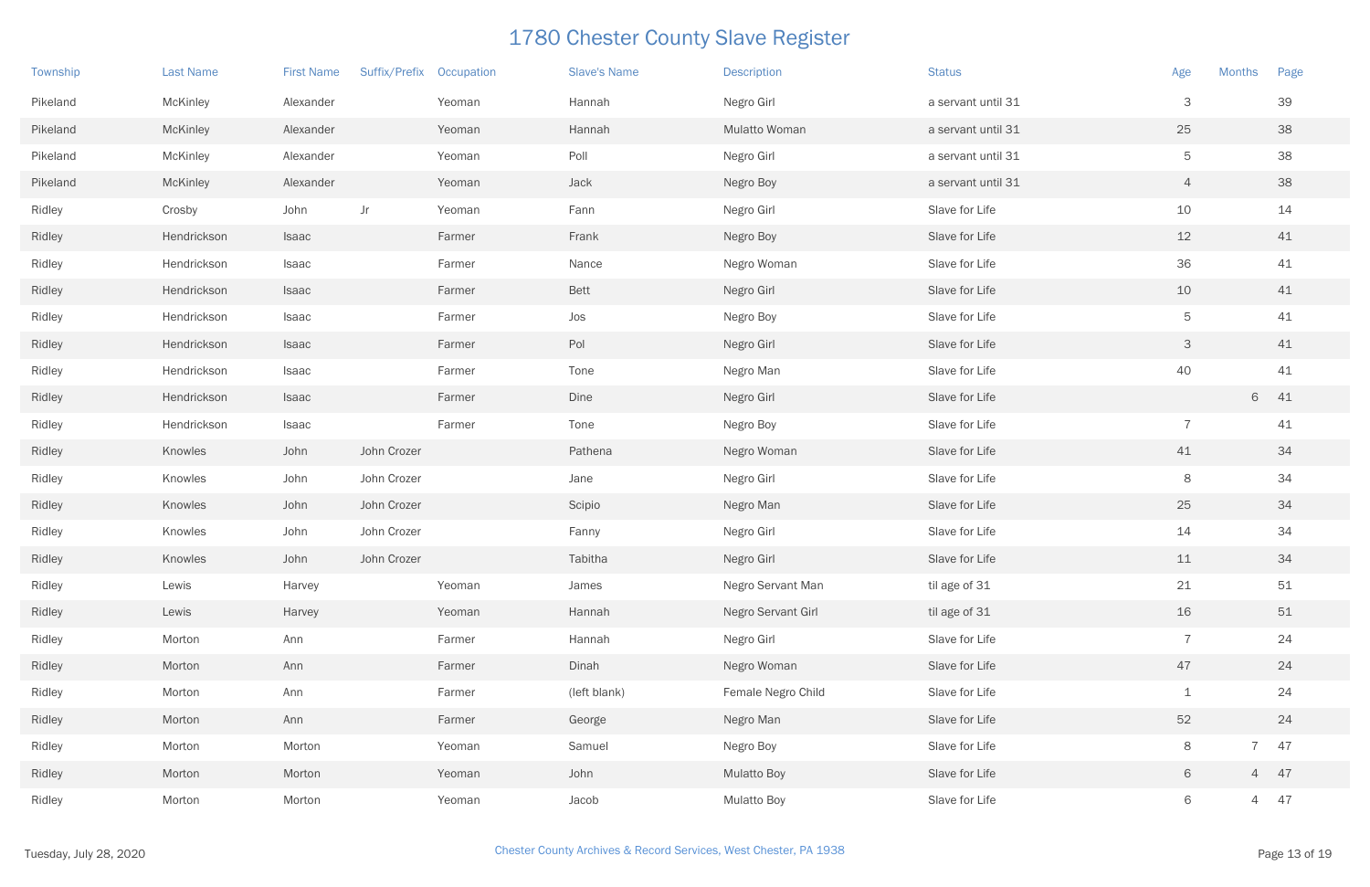# 1780 Chester County Slave Register

| Township | Last Name | First Name | Suffix/Prefix | Occupation | Slave's Name | Description | Status | Age | Months | Page |
|---|---|---|---|---|---|---|---|---|---|---|
| Pikeland | McKinley | Alexander | | Yeoman | Hannah | Negro Girl | a servant until 31 | 3 | | 39 |
| Pikeland | McKinley | Alexander | | Yeoman | Hannah | Mulatto Woman | a servant until 31 | 25 | | 38 |
| Pikeland | McKinley | Alexander | | Yeoman | Poll | Negro Girl | a servant until 31 | 5 | | 38 |
| Pikeland | McKinley | Alexander | | Yeoman | Jack | Negro Boy | a servant until 31 | 4 | | 38 |
| Ridley | Crosby | John | Jr | Yeoman | Fann | Negro Girl | Slave for Life | 10 | | 14 |
| Ridley | Hendrickson | Isaac | | Farmer | Frank | Negro Boy | Slave for Life | 12 | | 41 |
| Ridley | Hendrickson | Isaac | | Farmer | Nance | Negro Woman | Slave for Life | 36 | | 41 |
| Ridley | Hendrickson | Isaac | | Farmer | Bett | Negro Girl | Slave for Life | 10 | | 41 |
| Ridley | Hendrickson | Isaac | | Farmer | Jos | Negro Boy | Slave for Life | 5 | | 41 |
| Ridley | Hendrickson | Isaac | | Farmer | Pol | Negro Girl | Slave for Life | 3 | | 41 |
| Ridley | Hendrickson | Isaac | | Farmer | Tone | Negro Man | Slave for Life | 40 | | 41 |
| Ridley | Hendrickson | Isaac | | Farmer | Dine | Negro Girl | Slave for Life | | 6 | 41 |
| Ridley | Hendrickson | Isaac | | Farmer | Tone | Negro Boy | Slave for Life | 7 | | 41 |
| Ridley | Knowles | John | John Crozer | | Pathena | Negro Woman | Slave for Life | 41 | | 34 |
| Ridley | Knowles | John | John Crozer | | Jane | Negro Girl | Slave for Life | 8 | | 34 |
| Ridley | Knowles | John | John Crozer | | Scipio | Negro Man | Slave for Life | 25 | | 34 |
| Ridley | Knowles | John | John Crozer | | Fanny | Negro Girl | Slave for Life | 14 | | 34 |
| Ridley | Knowles | John | John Crozer | | Tabitha | Negro Girl | Slave for Life | 11 | | 34 |
| Ridley | Lewis | Harvey | | Yeoman | James | Negro Servant Man | til age of 31 | 21 | | 51 |
| Ridley | Lewis | Harvey | | Yeoman | Hannah | Negro Servant Girl | til age of 31 | 16 | | 51 |
| Ridley | Morton | Ann | | Farmer | Hannah | Negro Girl | Slave for Life | 7 | | 24 |
| Ridley | Morton | Ann | | Farmer | Dinah | Negro Woman | Slave for Life | 47 | | 24 |
| Ridley | Morton | Ann | | Farmer | (left blank) | Female Negro Child | Slave for Life | 1 | | 24 |
| Ridley | Morton | Ann | | Farmer | George | Negro Man | Slave for Life | 52 | | 24 |
| Ridley | Morton | Morton | | Yeoman | Samuel | Negro Boy | Slave for Life | 8 | 7 | 47 |
| Ridley | Morton | Morton | | Yeoman | John | Mulatto Boy | Slave for Life | 6 | 4 | 47 |
| Ridley | Morton | Morton | | Yeoman | Jacob | Mulatto Boy | Slave for Life | 6 | 4 | 47 |

Chester County Archives & Record Services, West Chester, PA 1938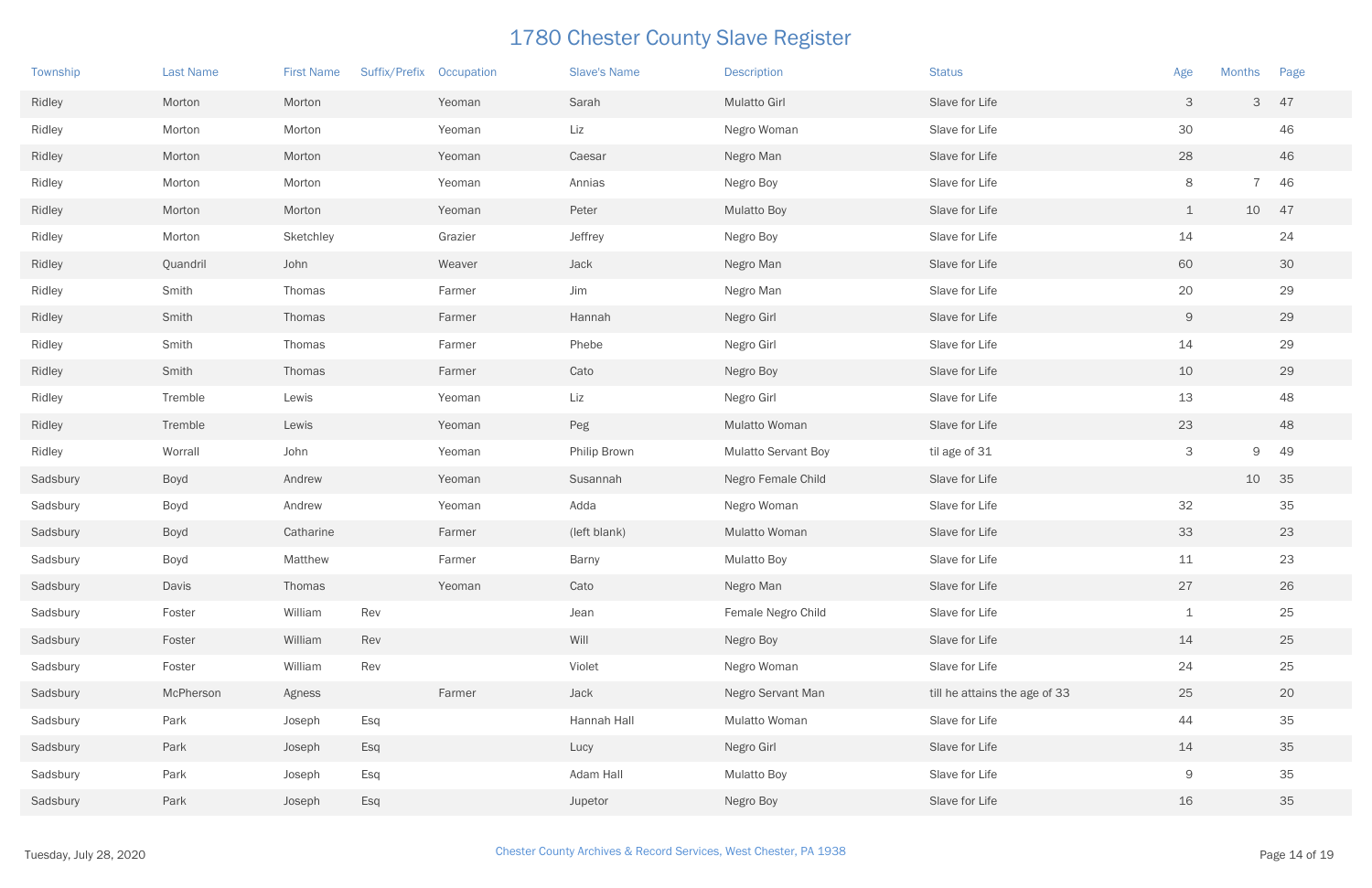# 1780 Chester County Slave Register

| Township | Last Name | First Name | Suffix/Prefix | Occupation | Slave's Name | Description | Status | Age | Months | Page |
|---|---|---|---|---|---|---|---|---|---|---|
| Ridley | Morton | Morton | | Yeoman | Sarah | Mulatto Girl | Slave for Life | 3 | 3 | 47 |
| Ridley | Morton | Morton | | Yeoman | Liz | Negro Woman | Slave for Life | 30 | | 46 |
| Ridley | Morton | Morton | | Yeoman | Caesar | Negro Man | Slave for Life | 28 | | 46 |
| Ridley | Morton | Morton | | Yeoman | Annias | Negro Boy | Slave for Life | 8 | 7 | 46 |
| Ridley | Morton | Morton | | Yeoman | Peter | Mulatto Boy | Slave for Life | 1 | 10 | 47 |
| Ridley | Morton | Sketchley | | Grazier | Jeffrey | Negro Boy | Slave for Life | 14 | | 24 |
| Ridley | Quandril | John | | Weaver | Jack | Negro Man | Slave for Life | 60 | | 30 |
| Ridley | Smith | Thomas | | Farmer | Jim | Negro Man | Slave for Life | 20 | | 29 |
| Ridley | Smith | Thomas | | Farmer | Hannah | Negro Girl | Slave for Life | 9 | | 29 |
| Ridley | Smith | Thomas | | Farmer | Phebe | Negro Girl | Slave for Life | 14 | | 29 |
| Ridley | Smith | Thomas | | Farmer | Cato | Negro Boy | Slave for Life | 10 | | 29 |
| Ridley | Tremble | Lewis | | Yeoman | Liz | Negro Girl | Slave for Life | 13 | | 48 |
| Ridley | Tremble | Lewis | | Yeoman | Peg | Mulatto Woman | Slave for Life | 23 | | 48 |
| Ridley | Worrall | John | | Yeoman | Philip Brown | Mulatto Servant Boy | til age of 31 | 3 | 9 | 49 |
| Sadsbury | Boyd | Andrew | | Yeoman | Susannah | Negro Female Child | Slave for Life | | 10 | 35 |
| Sadsbury | Boyd | Andrew | | Yeoman | Adda | Negro Woman | Slave for Life | 32 | | 35 |
| Sadsbury | Boyd | Catharine | | Farmer | (left blank) | Mulatto Woman | Slave for Life | 33 | | 23 |
| Sadsbury | Boyd | Matthew | | Farmer | Barny | Mulatto Boy | Slave for Life | 11 | | 23 |
| Sadsbury | Davis | Thomas | | Yeoman | Cato | Negro Man | Slave for Life | 27 | | 26 |
| Sadsbury | Foster | William | Rev | | Jean | Female Negro Child | Slave for Life | 1 | | 25 |
| Sadsbury | Foster | William | Rev | | Will | Negro Boy | Slave for Life | 14 | | 25 |
| Sadsbury | Foster | William | Rev | | Violet | Negro Woman | Slave for Life | 24 | | 25 |
| Sadsbury | McPherson | Agness | | Farmer | Jack | Negro Servant Man | till he attains the age of 33 | 25 | | 20 |
| Sadsbury | Park | Joseph | Esq | | Hannah Hall | Mulatto Woman | Slave for Life | 44 | | 35 |
| Sadsbury | Park | Joseph | Esq | | Lucy | Negro Girl | Slave for Life | 14 | | 35 |
| Sadsbury | Park | Joseph | Esq | | Adam Hall | Mulatto Boy | Slave for Life | 9 | | 35 |
| Sadsbury | Park | Joseph | Esq | | Jupetor | Negro Boy | Slave for Life | 16 | | 35 |

Chester County Archives & Record Services, West Chester, PA 1938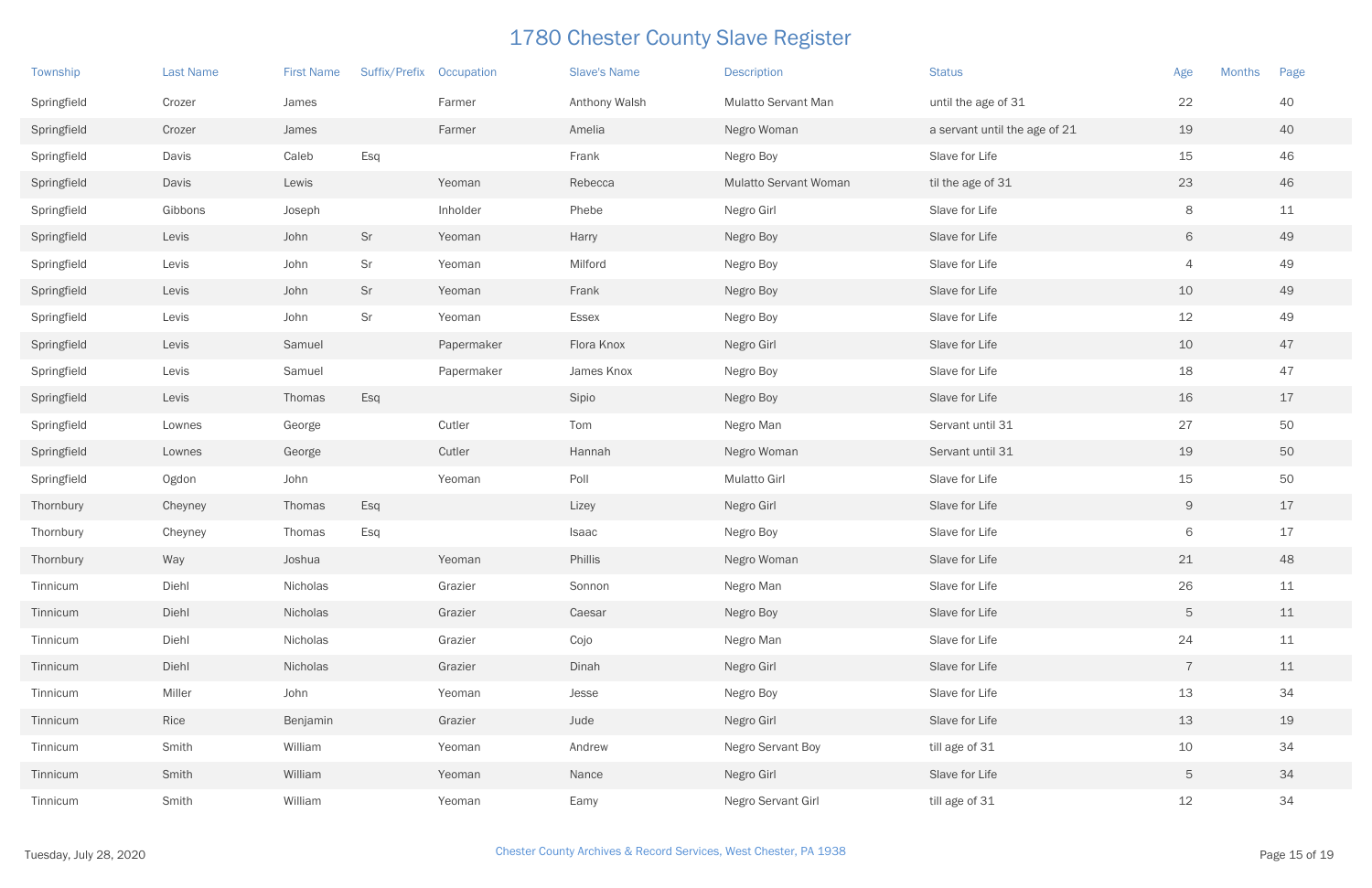# 1780 Chester County Slave Register

| Township | Last Name | First Name | Suffix/Prefix | Occupation | Slave's Name | Description | Status | Age | Months | Page |
|---|---|---|---|---|---|---|---|---|---|---|
| Springfield | Crozer | James | | Farmer | Anthony Walsh | Mulatto Servant Man | until the age of 31 | 22 | | 40 |
| Springfield | Crozer | James | | Farmer | Amelia | Negro Woman | a servant until the age of 21 | 19 | | 40 |
| Springfield | Davis | Caleb | Esq | | Frank | Negro Boy | Slave for Life | 15 | | 46 |
| Springfield | Davis | Lewis | | Yeoman | Rebecca | Mulatto Servant Woman | til the age of 31 | 23 | | 46 |
| Springfield | Gibbons | Joseph | | Inholder | Phebe | Negro Girl | Slave for Life | 8 | | 11 |
| Springfield | Levis | John | Sr | Yeoman | Harry | Negro Boy | Slave for Life | 6 | | 49 |
| Springfield | Levis | John | Sr | Yeoman | Milford | Negro Boy | Slave for Life | 4 | | 49 |
| Springfield | Levis | John | Sr | Yeoman | Frank | Negro Boy | Slave for Life | 10 | | 49 |
| Springfield | Levis | John | Sr | Yeoman | Essex | Negro Boy | Slave for Life | 12 | | 49 |
| Springfield | Levis | Samuel | | Papermaker | Flora Knox | Negro Girl | Slave for Life | 10 | | 47 |
| Springfield | Levis | Samuel | | Papermaker | James Knox | Negro Boy | Slave for Life | 18 | | 47 |
| Springfield | Levis | Thomas | Esq | | Sipio | Negro Boy | Slave for Life | 16 | | 17 |
| Springfield | Lownes | George | | Cutler | Tom | Negro Man | Servant until 31 | 27 | | 50 |
| Springfield | Lownes | George | | Cutler | Hannah | Negro Woman | Servant until 31 | 19 | | 50 |
| Springfield | Ogdon | John | | Yeoman | Poll | Mulatto Girl | Slave for Life | 15 | | 50 |
| Thornbury | Cheyney | Thomas | Esq | | Lizey | Negro Girl | Slave for Life | 9 | | 17 |
| Thornbury | Cheyney | Thomas | Esq | | Isaac | Negro Boy | Slave for Life | 6 | | 17 |
| Thornbury | Way | Joshua | | Yeoman | Phillis | Negro Woman | Slave for Life | 21 | | 48 |
| Tinnicum | Diehl | Nicholas | | Grazier | Sonnon | Negro Man | Slave for Life | 26 | | 11 |
| Tinnicum | Diehl | Nicholas | | Grazier | Caesar | Negro Boy | Slave for Life | 5 | | 11 |
| Tinnicum | Diehl | Nicholas | | Grazier | Cojo | Negro Man | Slave for Life | 24 | | 11 |
| Tinnicum | Diehl | Nicholas | | Grazier | Dinah | Negro Girl | Slave for Life | 7 | | 11 |
| Tinnicum | Miller | John | | Yeoman | Jesse | Negro Boy | Slave for Life | 13 | | 34 |
| Tinnicum | Rice | Benjamin | | Grazier | Jude | Negro Girl | Slave for Life | 13 | | 19 |
| Tinnicum | Smith | William | | Yeoman | Andrew | Negro Servant Boy | till age of 31 | 10 | | 34 |
| Tinnicum | Smith | William | | Yeoman | Nance | Negro Girl | Slave for Life | 5 | | 34 |
| Tinnicum | Smith | William | | Yeoman | Eamy | Negro Servant Girl | till age of 31 | 12 | | 34 |

Tuesday, July 28, 2020

Chester County Archives & Record Services, West Chester, PA 1938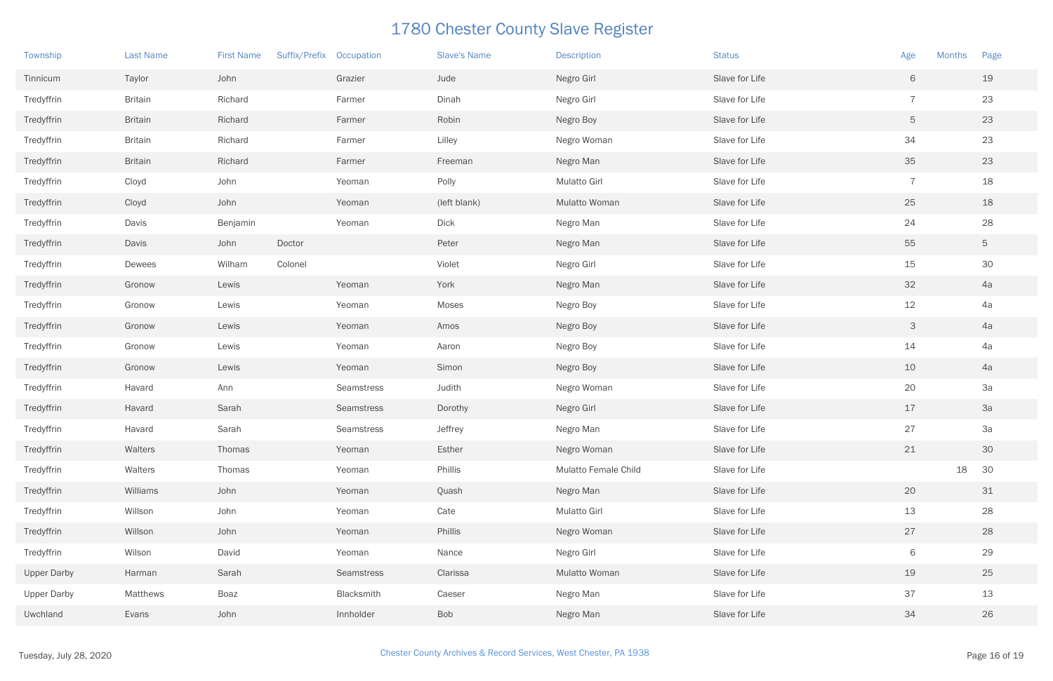# 1780 Chester County Slave Register

| Township | Last Name | First Name | Suffix/Prefix | Occupation | Slave's Name | Description | Status | Age | Months | Page |
|---|---|---|---|---|---|---|---|---|---|---|
| Tinnicum | Taylor | John | | Grazier | Jude | Negro Girl | Slave for Life | 6 | | 19 |
| Tredyffrin | Britain | Richard | | Farmer | Dinah | Negro Girl | Slave for Life | 7 | | 23 |
| Tredyffrin | Britain | Richard | | Farmer | Robin | Negro Boy | Slave for Life | 5 | | 23 |
| Tredyffrin | Britain | Richard | | Farmer | Lilley | Negro Woman | Slave for Life | 34 | | 23 |
| Tredyffrin | Britain | Richard | | Farmer | Freeman | Negro Man | Slave for Life | 35 | | 23 |
| Tredyffrin | Cloyd | John | | Yeoman | Polly | Mulatto Girl | Slave for Life | 7 | | 18 |
| Tredyffrin | Cloyd | John | | Yeoman | (left blank) | Mulatto Woman | Slave for Life | 25 | | 18 |
| Tredyffrin | Davis | Benjamin | | Yeoman | Dick | Negro Man | Slave for Life | 24 | | 28 |
| Tredyffrin | Davis | John | Doctor | | Peter | Negro Man | Slave for Life | 55 | | 5 |
| Tredyffrin | Dewees | Wilham | Colonel | | Violet | Negro Girl | Slave for Life | 15 | | 30 |
| Tredyffrin | Gronow | Lewis | | Yeoman | York | Negro Man | Slave for Life | 32 | | 4a |
| Tredyffrin | Gronow | Lewis | | Yeoman | Moses | Negro Boy | Slave for Life | 12 | | 4a |
| Tredyffrin | Gronow | Lewis | | Yeoman | Amos | Negro Boy | Slave for Life | 3 | | 4a |
| Tredyffrin | Gronow | Lewis | | Yeoman | Aaron | Negro Boy | Slave for Life | 14 | | 4a |
| Tredyffrin | Gronow | Lewis | | Yeoman | Simon | Negro Boy | Slave for Life | 10 | | 4a |
| Tredyffrin | Havard | Ann | | Seamstress | Judith | Negro Woman | Slave for Life | 20 | | 3a |
| Tredyffrin | Havard | Sarah | | Seamstress | Dorothy | Negro Girl | Slave for Life | 17 | | 3a |
| Tredyffrin | Havard | Sarah | | Seamstress | Jeffrey | Negro Man | Slave for Life | 27 | | 3a |
| Tredyffrin | Walters | Thomas | | Yeoman | Esther | Negro Woman | Slave for Life | 21 | | 30 |
| Tredyffrin | Walters | Thomas | | Yeoman | Phillis | Mulatto Female Child | Slave for Life | | 18 | 30 |
| Tredyffrin | Williams | John | | Yeoman | Quash | Negro Man | Slave for Life | 20 | | 31 |
| Tredyffrin | Willson | John | | Yeoman | Cate | Mulatto Girl | Slave for Life | 13 | | 28 |
| Tredyffrin | Willson | John | | Yeoman | Phillis | Negro Woman | Slave for Life | 27 | | 28 |
| Tredyffrin | Wilson | David | | Yeoman | Nance | Negro Girl | Slave for Life | 6 | | 29 |
| Upper Darby | Harman | Sarah | | Seamstress | Clarissa | Mulatto Woman | Slave for Life | 19 | | 25 |
| Upper Darby | Matthews | Boaz | | Blacksmith | Caeser | Negro Man | Slave for Life | 37 | | 13 |
| Uwchland | Evans | John | | Innholder | Bob | Negro Man | Slave for Life | 34 | | 26 |

Chester County Archives & Record Services, West Chester, PA 1938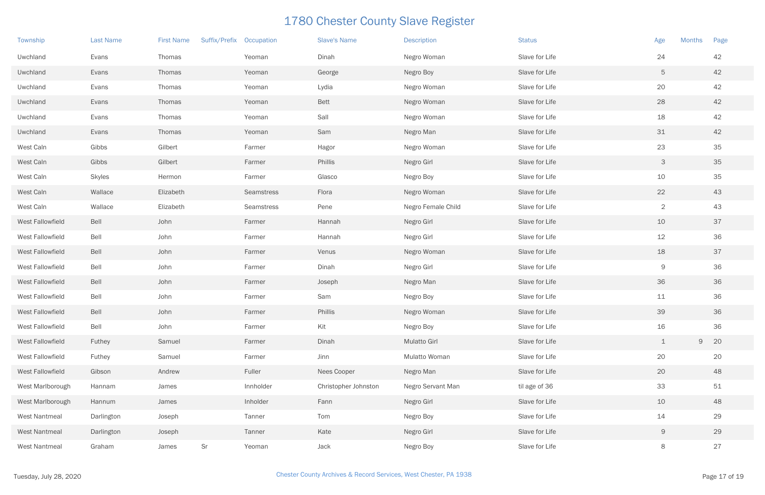# 1780 Chester County Slave Register

| Township | Last Name | First Name | Suffix/Prefix | Occupation | Slave's Name | Description | Status | Age | Months | Page |
|---|---|---|---|---|---|---|---|---|---|---|
| Uwchland | Evans | Thomas | | Yeoman | Dinah | Negro Woman | Slave for Life | 24 | | 42 |
| Uwchland | Evans | Thomas | | Yeoman | George | Negro Boy | Slave for Life | 5 | | 42 |
| Uwchland | Evans | Thomas | | Yeoman | Lydia | Negro Woman | Slave for Life | 20 | | 42 |
| Uwchland | Evans | Thomas | | Yeoman | Bett | Negro Woman | Slave for Life | 28 | | 42 |
| Uwchland | Evans | Thomas | | Yeoman | Sall | Negro Woman | Slave for Life | 18 | | 42 |
| Uwchland | Evans | Thomas | | Yeoman | Sam | Negro Man | Slave for Life | 31 | | 42 |
| West Caln | Gibbs | Gilbert | | Farmer | Hagor | Negro Woman | Slave for Life | 23 | | 35 |
| West Caln | Gibbs | Gilbert | | Farmer | Phillis | Negro Girl | Slave for Life | 3 | | 35 |
| West Caln | Skyles | Hermon | | Farmer | Glasco | Negro Boy | Slave for Life | 10 | | 35 |
| West Caln | Wallace | Elizabeth | | Seamstress | Flora | Negro Woman | Slave for Life | 22 | | 43 |
| West Caln | Wallace | Elizabeth | | Seamstress | Pene | Negro Female Child | Slave for Life | 2 | | 43 |
| West Fallowfield | Bell | John | | Farmer | Hannah | Negro Girl | Slave for Life | 10 | | 37 |
| West Fallowfield | Bell | John | | Farmer | Hannah | Negro Girl | Slave for Life | 12 | | 36 |
| West Fallowfield | Bell | John | | Farmer | Venus | Negro Woman | Slave for Life | 18 | | 37 |
| West Fallowfield | Bell | John | | Farmer | Dinah | Negro Girl | Slave for Life | 9 | | 36 |
| West Fallowfield | Bell | John | | Farmer | Joseph | Negro Man | Slave for Life | 36 | | 36 |
| West Fallowfield | Bell | John | | Farmer | Sam | Negro Boy | Slave for Life | 11 | | 36 |
| West Fallowfield | Bell | John | | Farmer | Phillis | Negro Woman | Slave for Life | 39 | | 36 |
| West Fallowfield | Bell | John | | Farmer | Kit | Negro Boy | Slave for Life | 16 | | 36 |
| West Fallowfield | Futhey | Samuel | | Farmer | Dinah | Mulatto Girl | Slave for Life | 1 | 9 | 20 |
| West Fallowfield | Futhey | Samuel | | Farmer | Jinn | Mulatto Woman | Slave for Life | 20 | | 20 |
| West Fallowfield | Gibson | Andrew | | Fuller | Nees Cooper | Negro Man | Slave for Life | 20 | | 48 |
| West Marlborough | Hannam | James | | Innholder | Christopher Johnston | Negro Servant Man | til age of 36 | 33 | | 51 |
| West Marlborough | Hannum | James | | Inholder | Fann | Negro Girl | Slave for Life | 10 | | 48 |
| West Nantmeal | Darlington | Joseph | | Tanner | Tom | Negro Boy | Slave for Life | 14 | | 29 |
| West Nantmeal | Darlington | Joseph | | Tanner | Kate | Negro Girl | Slave for Life | 9 | | 29 |
| West Nantmeal | Graham | James | Sr | Yeoman | Jack | Negro Boy | Slave for Life | 8 | | 27 |

Tuesday, July 28, 2020

Chester County Archives & Record Services, West Chester, PA 1938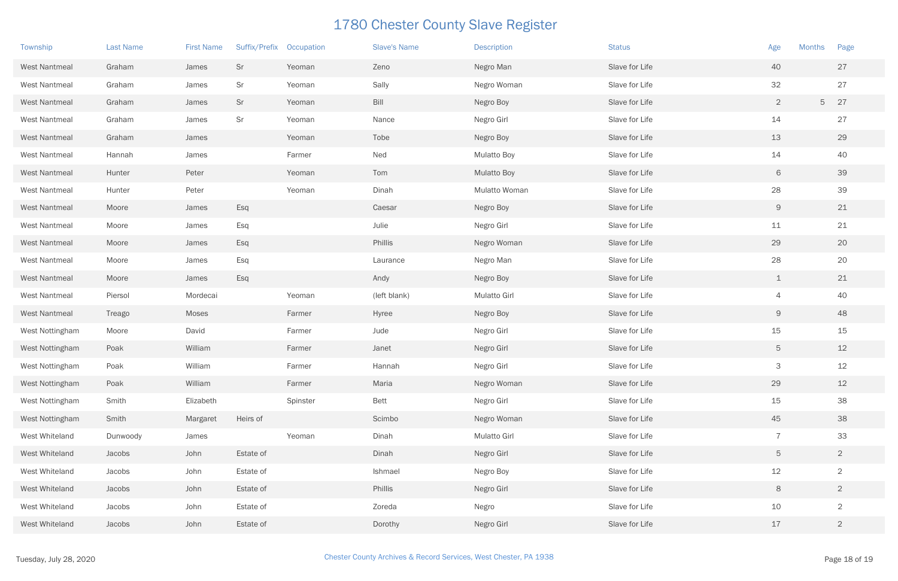# 1780 Chester County Slave Register

| Township | Last Name | First Name | Suffix/Prefix | Occupation | Slave's Name | Description | Status | Age | Months | Page |
|---|---|---|---|---|---|---|---|---|---|---|
| West Nantmeal | Graham | James | Sr | Yeoman | Zeno | Negro Man | Slave for Life | 40 | | 27 |
| West Nantmeal | Graham | James | Sr | Yeoman | Sally | Negro Woman | Slave for Life | 32 | | 27 |
| West Nantmeal | Graham | James | Sr | Yeoman | Bill | Negro Boy | Slave for Life | 2 | 5 | 27 |
| West Nantmeal | Graham | James | Sr | Yeoman | Nance | Negro Girl | Slave for Life | 14 | | 27 |
| West Nantmeal | Graham | James | | Yeoman | Tobe | Negro Boy | Slave for Life | 13 | | 29 |
| West Nantmeal | Hannah | James | | Farmer | Ned | Mulatto Boy | Slave for Life | 14 | | 40 |
| West Nantmeal | Hunter | Peter | | Yeoman | Tom | Mulatto Boy | Slave for Life | 6 | | 39 |
| West Nantmeal | Hunter | Peter | | Yeoman | Dinah | Mulatto Woman | Slave for Life | 28 | | 39 |
| West Nantmeal | Moore | James | Esq | | Caesar | Negro Boy | Slave for Life | 9 | | 21 |
| West Nantmeal | Moore | James | Esq | | Julie | Negro Girl | Slave for Life | 11 | | 21 |
| West Nantmeal | Moore | James | Esq | | Phillis | Negro Woman | Slave for Life | 29 | | 20 |
| West Nantmeal | Moore | James | Esq | | Laurance | Negro Man | Slave for Life | 28 | | 20 |
| West Nantmeal | Moore | James | Esq | | Andy | Negro Boy | Slave for Life | 1 | | 21 |
| West Nantmeal | Piersol | Mordecai | | Yeoman | (left blank) | Mulatto Girl | Slave for Life | 4 | | 40 |
| West Nantmeal | Treago | Moses | | Farmer | Hyree | Negro Boy | Slave for Life | 9 | | 48 |
| West Nottingham | Moore | David | | Farmer | Jude | Negro Girl | Slave for Life | 15 | | 15 |
| West Nottingham | Poak | William | | Farmer | Janet | Negro Girl | Slave for Life | 5 | | 12 |
| West Nottingham | Poak | William | | Farmer | Hannah | Negro Girl | Slave for Life | 3 | | 12 |
| West Nottingham | Poak | William | | Farmer | Maria | Negro Woman | Slave for Life | 29 | | 12 |
| West Nottingham | Smith | Elizabeth | | Spinster | Bett | Negro Girl | Slave for Life | 15 | | 38 |
| West Nottingham | Smith | Margaret | Heirs of | | Scimbo | Negro Woman | Slave for Life | 45 | | 38 |
| West Whiteland | Dunwoody | James | | Yeoman | Dinah | Mulatto Girl | Slave for Life | 7 | | 33 |
| West Whiteland | Jacobs | John | Estate of | | Dinah | Negro Girl | Slave for Life | 5 | | 2 |
| West Whiteland | Jacobs | John | Estate of | | Ishmael | Negro Boy | Slave for Life | 12 | | 2 |
| West Whiteland | Jacobs | John | Estate of | | Phillis | Negro Girl | Slave for Life | 8 | | 2 |
| West Whiteland | Jacobs | John | Estate of | | Zoreda | Negro | Slave for Life | 10 | | 2 |
| West Whiteland | Jacobs | John | Estate of | | Dorothy | Negro Girl | Slave for Life | 17 | | 2 |

Tuesday, July 28, 2020

Chester County Archives & Record Services, West Chester, PA 1938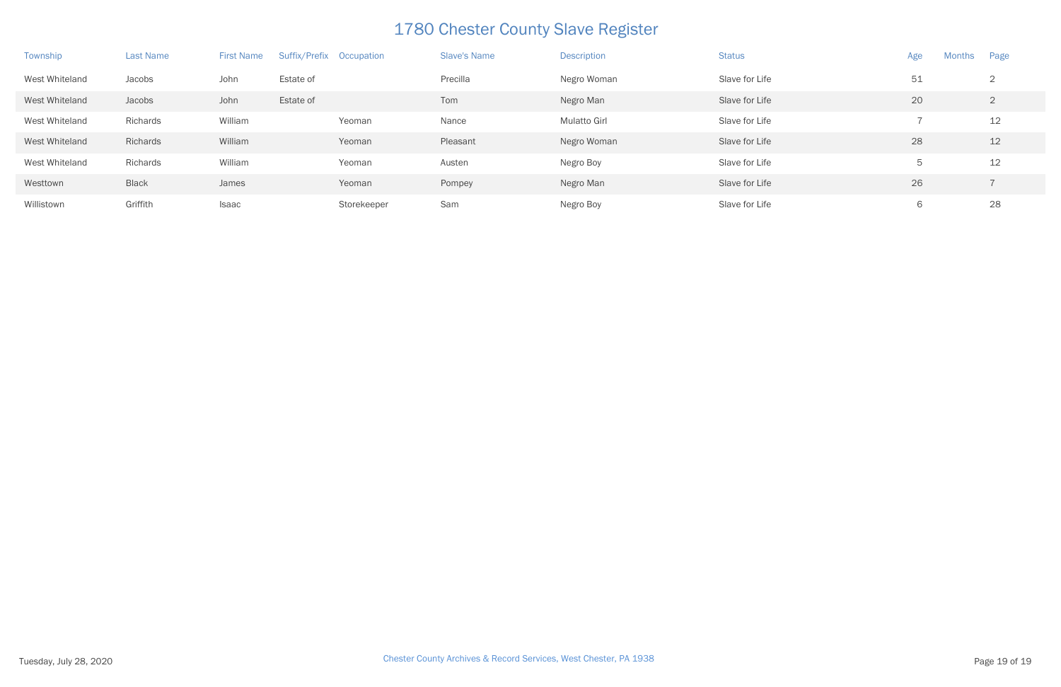# 1780 Chester County Slave Register

| Township | Last Name | First Name | Suffix/Prefix | Occupation | Slave's Name | Description | Status | Age | Months | Page |
|---|---|---|---|---|---|---|---|---|---|---|
| West Whiteland | Jacobs | John | Estate of | | Precilla | Negro Woman | Slave for Life | 51 | | 2 |
| West Whiteland | Jacobs | John | Estate of | | Tom | Negro Man | Slave for Life | 20 | | 2 |
| West Whiteland | Richards | William | | Yeoman | Nance | Mulatto Girl | Slave for Life | 7 | | 12 |
| West Whiteland | Richards | William | | Yeoman | Pleasant | Negro Woman | Slave for Life | 28 | | 12 |
| West Whiteland | Richards | William | | Yeoman | Austen | Negro Boy | Slave for Life | 5 | | 12 |
| Westtown | Black | James | | Yeoman | Pompey | Negro Man | Slave for Life | 26 | | 7 |
| Willistown | Griffith | Isaac | | Storekeeper | Sam | Negro Boy | Slave for Life | 6 | | 28 |

Tuesday, July 28, 2020

Chester County Archives & Record Services, West Chester, PA 1938